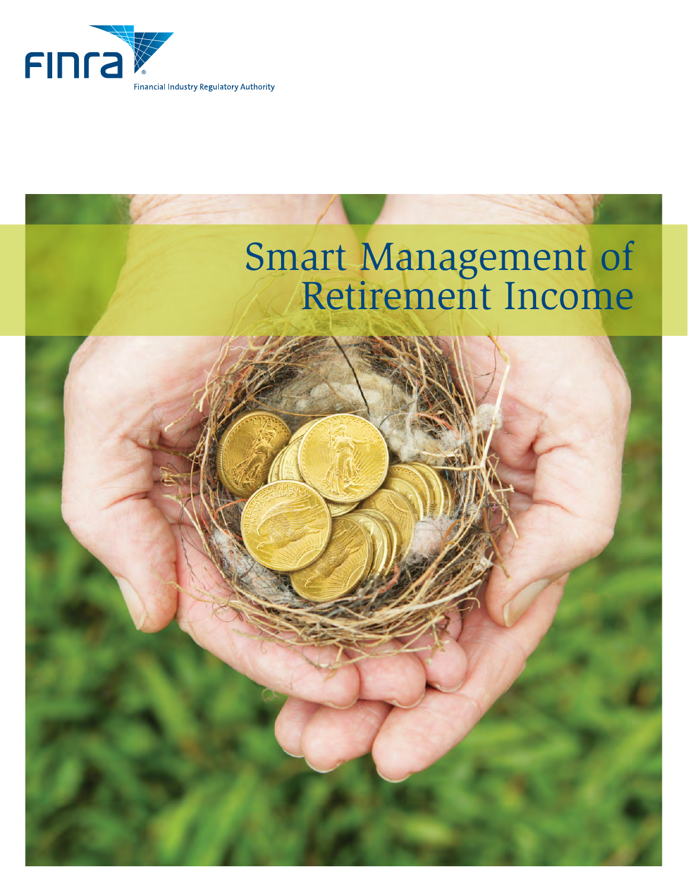FINRA

Financial Industry Regulatory Authority

# Smart Management of Retirement Income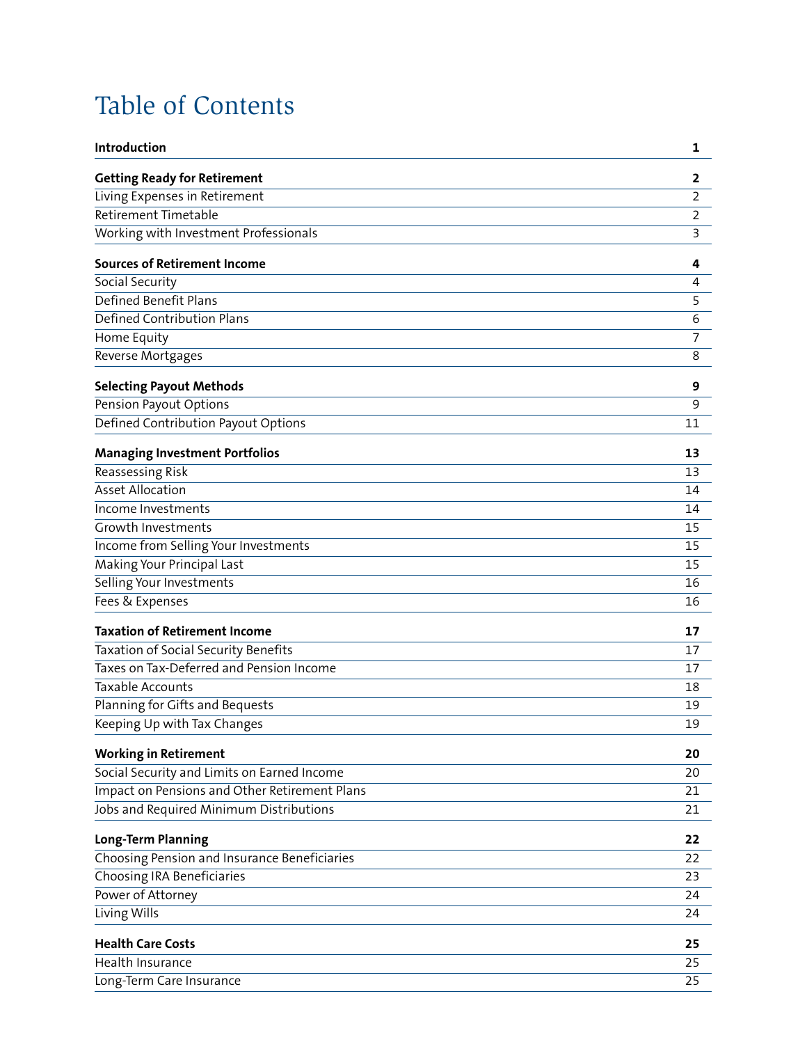# Table of Contents

| | |
|---|---|
| **Introduction** | **1** |
| **Getting Ready for Retirement** | **2** |
| Living Expenses in Retirement | 2 |
| Retirement Timetable | 2 |
| Working with Investment Professionals | 3 |
| **Sources of Retirement Income** | **4** |
| Social Security | 4 |
| Defined Benefit Plans | 5 |
| Defined Contribution Plans | 6 |
| Home Equity | 7 |
| Reverse Mortgages | 8 |
| **Selecting Payout Methods** | **9** |
| Pension Payout Options | 9 |
| Defined Contribution Payout Options | 11 |
| **Managing Investment Portfolios** | **13** |
| Reassessing Risk | 13 |
| Asset Allocation | 14 |
| Income Investments | 14 |
| Growth Investments | 15 |
| Income from Selling Your Investments | 15 |
| Making Your Principal Last | 15 |
| Selling Your Investments | 16 |
| Fees & Expenses | 16 |
| **Taxation of Retirement Income** | **17** |
| Taxation of Social Security Benefits | 17 |
| Taxes on Tax-Deferred and Pension Income | 17 |
| Taxable Accounts | 18 |
| Planning for Gifts and Bequests | 19 |
| Keeping Up with Tax Changes | 19 |
| **Working in Retirement** | **20** |
| Social Security and Limits on Earned Income | 20 |
| Impact on Pensions and Other Retirement Plans | 21 |
| Jobs and Required Minimum Distributions | 21 |
| **Long-Term Planning** | **22** |
| Choosing Pension and Insurance Beneficiaries | 22 |
| Choosing IRA Beneficiaries | 23 |
| Power of Attorney | 24 |
| Living Wills | 24 |
| **Health Care Costs** | **25** |
| Health Insurance | 25 |
| Long-Term Care Insurance | 25 |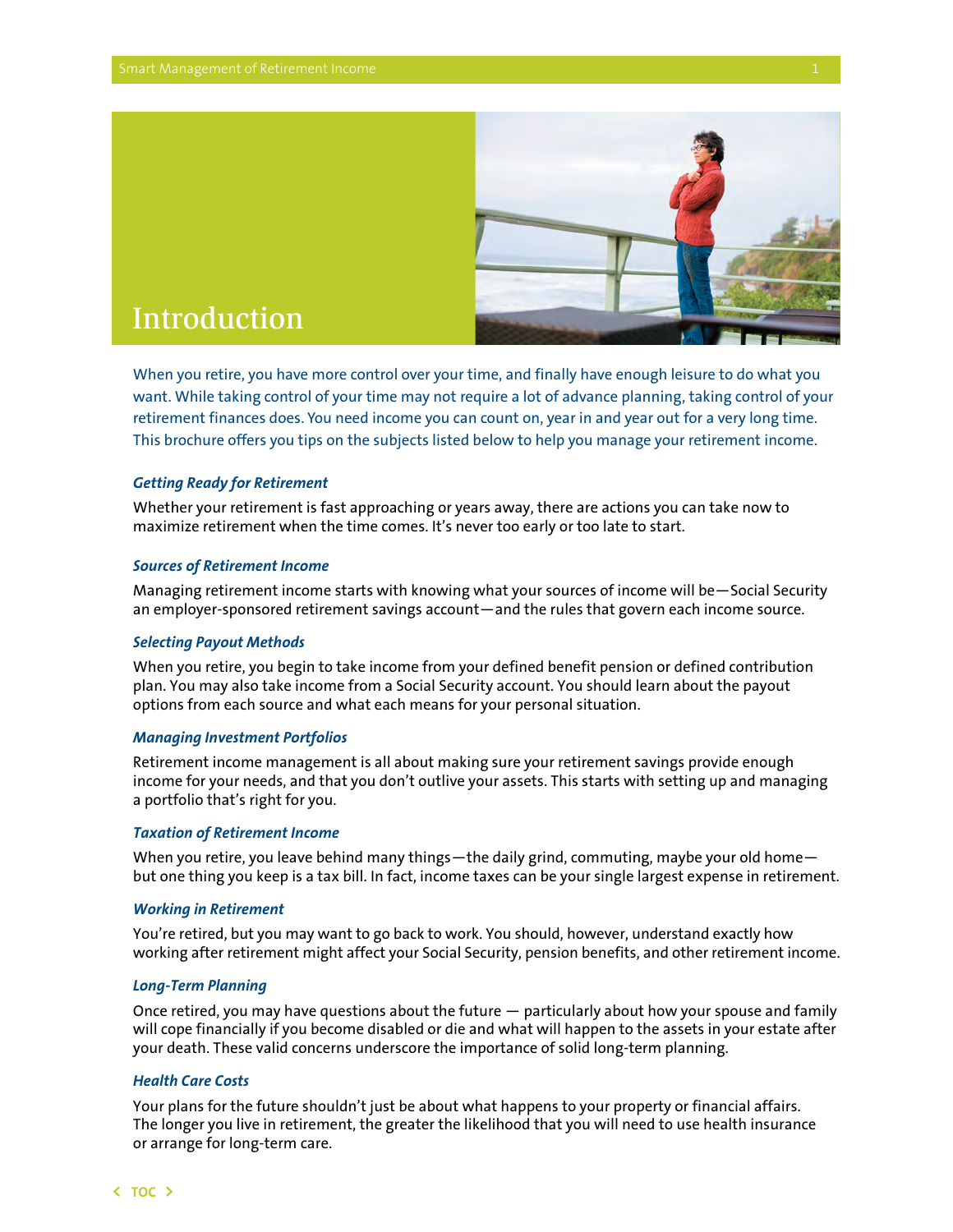# Introduction

When you retire, you have more control over your time, and finally have enough leisure to do what you want. While taking control of your time may not require a lot of advance planning, taking control of your retirement finances does. You need income you can count on, year in and year out for a very long time. This brochure offers you tips on the subjects listed below to help you manage your retirement income.

### *Getting Ready for Retirement*

Whether your retirement is fast approaching or years away, there are actions you can take now to maximize retirement when the time comes. It's never too early or too late to start.

### *Sources of Retirement Income*

Managing retirement income starts with knowing what your sources of income will be—Social Security an employer-sponsored retirement savings account—and the rules that govern each income source.

### *Selecting Payout Methods*

When you retire, you begin to take income from your defined benefit pension or defined contribution plan. You may also take income from a Social Security account. You should learn about the payout options from each source and what each means for your personal situation.

### *Managing Investment Portfolios*

Retirement income management is all about making sure your retirement savings provide enough income for your needs, and that you don't outlive your assets. This starts with setting up and managing a portfolio that's right for you.

### *Taxation of Retirement Income*

When you retire, you leave behind many things—the daily grind, commuting, maybe your old home—but one thing you keep is a tax bill. In fact, income taxes can be your single largest expense in retirement.

### *Working in Retirement*

You're retired, but you may want to go back to work. You should, however, understand exactly how working after retirement might affect your Social Security, pension benefits, and other retirement income.

### *Long-Term Planning*

Once retired, you may have questions about the future — particularly about how your spouse and family will cope financially if you become disabled or die and what will happen to the assets in your estate after your death. These valid concerns underscore the importance of solid long-term planning.

### *Health Care Costs*

Your plans for the future shouldn't just be about what happens to your property or financial affairs. The longer you live in retirement, the greater the likelihood that you will need to use health insurance or arrange for long-term care.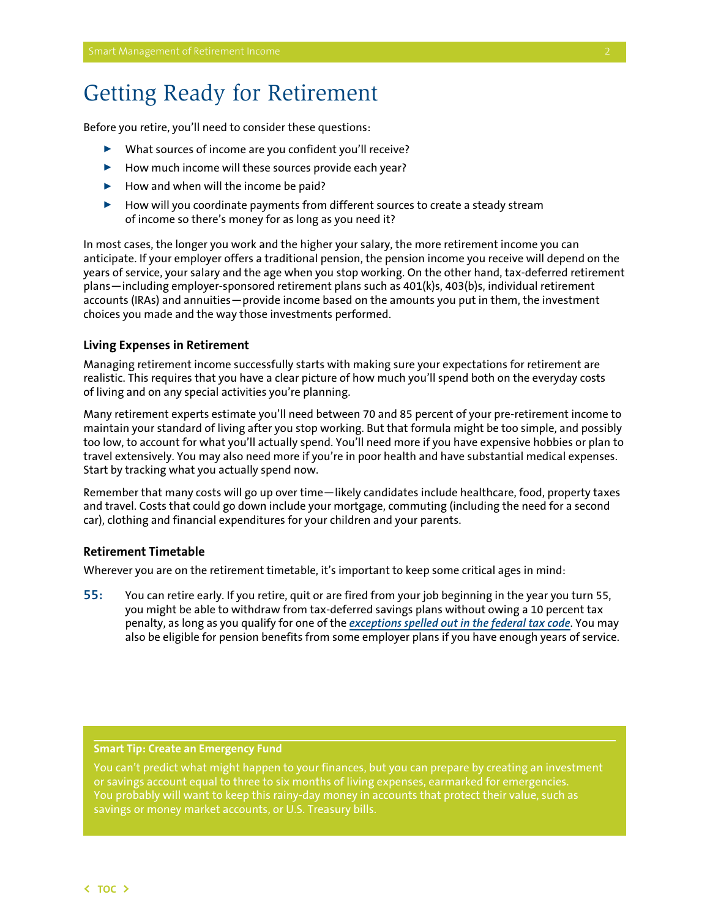# Getting Ready for Retirement

Before you retire, you'll need to consider these questions:

- What sources of income are you confident you'll receive?
- How much income will these sources provide each year?
- How and when will the income be paid?
- How will you coordinate payments from different sources to create a steady stream of income so there's money for as long as you need it?

In most cases, the longer you work and the higher your salary, the more retirement income you can anticipate. If your employer offers a traditional pension, the pension income you receive will depend on the years of service, your salary and the age when you stop working. On the other hand, tax-deferred retirement plans—including employer-sponsored retirement plans such as 401(k)s, 403(b)s, individual retirement accounts (IRAs) and annuities—provide income based on the amounts you put in them, the investment choices you made and the way those investments performed.

### Living Expenses in Retirement

Managing retirement income successfully starts with making sure your expectations for retirement are realistic. This requires that you have a clear picture of how much you'll spend both on the everyday costs of living and on any special activities you're planning.

Many retirement experts estimate you'll need between 70 and 85 percent of your pre-retirement income to maintain your standard of living after you stop working. But that formula might be too simple, and possibly too low, to account for what you'll actually spend. You'll need more if you have expensive hobbies or plan to travel extensively. You may also need more if you're in poor health and have substantial medical expenses. Start by tracking what you actually spend now.

Remember that many costs will go up over time—likely candidates include healthcare, food, property taxes and travel. Costs that could go down include your mortgage, commuting (including the need for a second car), clothing and financial expenditures for your children and your parents.

### Retirement Timetable

Wherever you are on the retirement timetable, it's important to keep some critical ages in mind:

**55:** You can retire early. If you retire, quit or are fired from your job beginning in the year you turn 55, you might be able to withdraw from tax-deferred savings plans without owing a 10 percent tax penalty, as long as you qualify for one of the ***exceptions spelled out in the federal tax code***. You may also be eligible for pension benefits from some employer plans if you have enough years of service.

**Smart Tip: Create an Emergency Fund**

You can't predict what might happen to your finances, but you can prepare by creating an investment or savings account equal to three to six months of living expenses, earmarked for emergencies. You probably will want to keep this rainy-day money in accounts that protect their value, such as savings or money market accounts, or U.S. Treasury bills.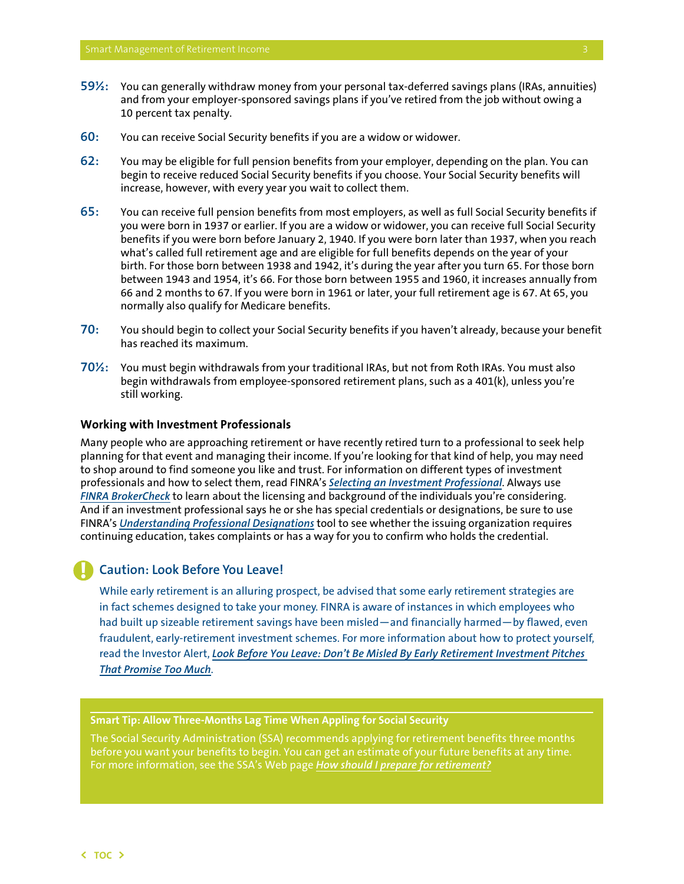**59½:** You can generally withdraw money from your personal tax-deferred savings plans (IRAs, annuities) and from your employer-sponsored savings plans if you've retired from the job without owing a 10 percent tax penalty.

**60:** You can receive Social Security benefits if you are a widow or widower.

**62:** You may be eligible for full pension benefits from your employer, depending on the plan. You can begin to receive reduced Social Security benefits if you choose. Your Social Security benefits will increase, however, with every year you wait to collect them.

**65:** You can receive full pension benefits from most employers, as well as full Social Security benefits if you were born in 1937 or earlier. If you are a widow or widower, you can receive full Social Security benefits if you were born before January 2, 1940. If you were born later than 1937, when you reach what's called full retirement age and are eligible for full benefits depends on the year of your birth. For those born between 1938 and 1942, it's during the year after you turn 65. For those born between 1943 and 1954, it's 66. For those born between 1955 and 1960, it increases annually from 66 and 2 months to 67. If you were born in 1961 or later, your full retirement age is 67. At 65, you normally also qualify for Medicare benefits.

**70:** You should begin to collect your Social Security benefits if you haven't already, because your benefit has reached its maximum.

**70½:** You must begin withdrawals from your traditional IRAs, but not from Roth IRAs. You must also begin withdrawals from employee-sponsored retirement plans, such as a 401(k), unless you're still working.

### Working with Investment Professionals

Many people who are approaching retirement or have recently retired turn to a professional to seek help planning for that event and managing their income. If you're looking for that kind of help, you may need to shop around to find someone you like and trust. For information on different types of investment professionals and how to select them, read FINRA's ***Selecting an Investment Professional***. Always use ***FINRA BrokerCheck*** to learn about the licensing and background of the individuals you're considering. And if an investment professional says he or she has special credentials or designations, be sure to use FINRA's ***Understanding Professional Designations*** tool to see whether the issuing organization requires continuing education, takes complaints or has a way for you to confirm who holds the credential.

### Caution: Look Before You Leave!

While early retirement is an alluring prospect, be advised that some early retirement strategies are in fact schemes designed to take your money. FINRA is aware of instances in which employees who had built up sizeable retirement savings have been misled—and financially harmed—by flawed, even fraudulent, early-retirement investment schemes. For more information about how to protect yourself, read the Investor Alert, ***Look Before You Leave: Don't Be Misled By Early Retirement Investment Pitches That Promise Too Much***.

**Smart Tip: Allow Three-Months Lag Time When Appling for Social Security**

The Social Security Administration (SSA) recommends applying for retirement benefits three months before you want your benefits to begin. You can get an estimate of your future benefits at any time. For more information, see the SSA's Web page ***How should I prepare for retirement?***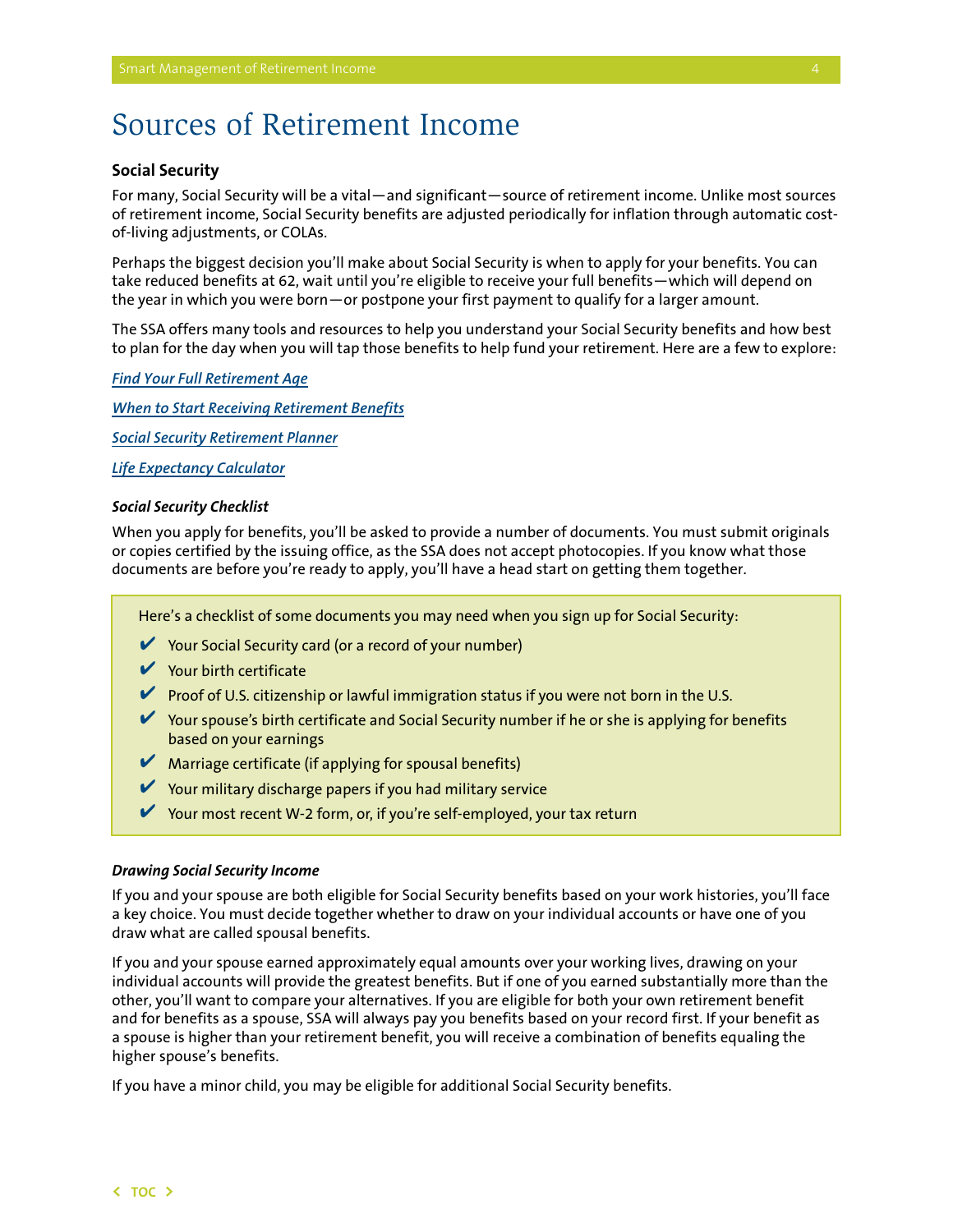# Sources of Retirement Income

## Social Security

For many, Social Security will be a vital—and significant—source of retirement income. Unlike most sources of retirement income, Social Security benefits are adjusted periodically for inflation through automatic cost-of-living adjustments, or COLAs.

Perhaps the biggest decision you'll make about Social Security is when to apply for your benefits. You can take reduced benefits at 62, wait until you're eligible to receive your full benefits—which will depend on the year in which you were born—or postpone your first payment to qualify for a larger amount.

The SSA offers many tools and resources to help you understand your Social Security benefits and how best to plan for the day when you will tap those benefits to help fund your retirement. Here are a few to explore:

*Find Your Full Retirement Age*

*When to Start Receiving Retirement Benefits*

*Social Security Retirement Planner*

*Life Expectancy Calculator*

### *Social Security Checklist*

When you apply for benefits, you'll be asked to provide a number of documents. You must submit originals or copies certified by the issuing office, as the SSA does not accept photocopies. If you know what those documents are before you're ready to apply, you'll have a head start on getting them together.

Here's a checklist of some documents you may need when you sign up for Social Security:

- ✔ Your Social Security card (or a record of your number)
- ✔ Your birth certificate
- ✔ Proof of U.S. citizenship or lawful immigration status if you were not born in the U.S.
- ✔ Your spouse's birth certificate and Social Security number if he or she is applying for benefits based on your earnings
- ✔ Marriage certificate (if applying for spousal benefits)
- ✔ Your military discharge papers if you had military service
- ✔ Your most recent W-2 form, or, if you're self-employed, your tax return

### *Drawing Social Security Income*

If you and your spouse are both eligible for Social Security benefits based on your work histories, you'll face a key choice. You must decide together whether to draw on your individual accounts or have one of you draw what are called spousal benefits.

If you and your spouse earned approximately equal amounts over your working lives, drawing on your individual accounts will provide the greatest benefits. But if one of you earned substantially more than the other, you'll want to compare your alternatives. If you are eligible for both your own retirement benefit and for benefits as a spouse, SSA will always pay you benefits based on your record first. If your benefit as a spouse is higher than your retirement benefit, you will receive a combination of benefits equaling the higher spouse's benefits.

If you have a minor child, you may be eligible for additional Social Security benefits.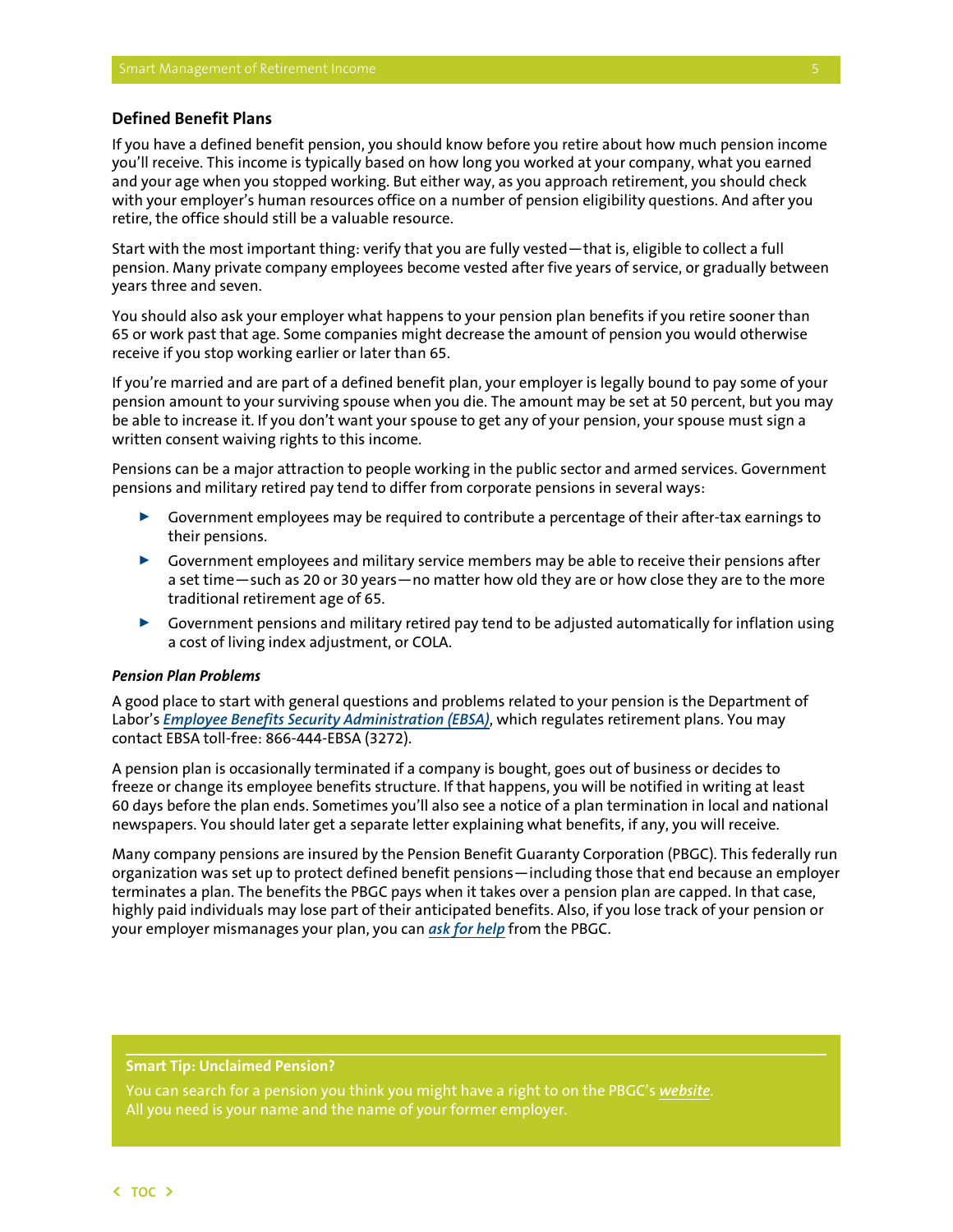## Defined Benefit Plans

If you have a defined benefit pension, you should know before you retire about how much pension income you'll receive. This income is typically based on how long you worked at your company, what you earned and your age when you stopped working. But either way, as you approach retirement, you should check with your employer's human resources office on a number of pension eligibility questions. And after you retire, the office should still be a valuable resource.

Start with the most important thing: verify that you are fully vested—that is, eligible to collect a full pension. Many private company employees become vested after five years of service, or gradually between years three and seven.

You should also ask your employer what happens to your pension plan benefits if you retire sooner than 65 or work past that age. Some companies might decrease the amount of pension you would otherwise receive if you stop working earlier or later than 65.

If you're married and are part of a defined benefit plan, your employer is legally bound to pay some of your pension amount to your surviving spouse when you die. The amount may be set at 50 percent, but you may be able to increase it. If you don't want your spouse to get any of your pension, your spouse must sign a written consent waiving rights to this income.

Pensions can be a major attraction to people working in the public sector and armed services. Government pensions and military retired pay tend to differ from corporate pensions in several ways:

- Government employees may be required to contribute a percentage of their after-tax earnings to their pensions.
- Government employees and military service members may be able to receive their pensions after a set time—such as 20 or 30 years—no matter how old they are or how close they are to the more traditional retirement age of 65.
- Government pensions and military retired pay tend to be adjusted automatically for inflation using a cost of living index adjustment, or COLA.

### *Pension Plan Problems*

A good place to start with general questions and problems related to your pension is the Department of Labor's ***Employee Benefits Security Administration (EBSA)***, which regulates retirement plans. You may contact EBSA toll-free: 866-444-EBSA (3272).

A pension plan is occasionally terminated if a company is bought, goes out of business or decides to freeze or change its employee benefits structure. If that happens, you will be notified in writing at least 60 days before the plan ends. Sometimes you'll also see a notice of a plan termination in local and national newspapers. You should later get a separate letter explaining what benefits, if any, you will receive.

Many company pensions are insured by the Pension Benefit Guaranty Corporation (PBGC). This federally run organization was set up to protect defined benefit pensions—including those that end because an employer terminates a plan. The benefits the PBGC pays when it takes over a pension plan are capped. In that case, highly paid individuals may lose part of their anticipated benefits. Also, if you lose track of your pension or your employer mismanages your plan, you can ***ask for help*** from the PBGC.

**Smart Tip: Unclaimed Pension?**

You can search for a pension you think you might have a right to on the PBGC's ***website***. All you need is your name and the name of your former employer.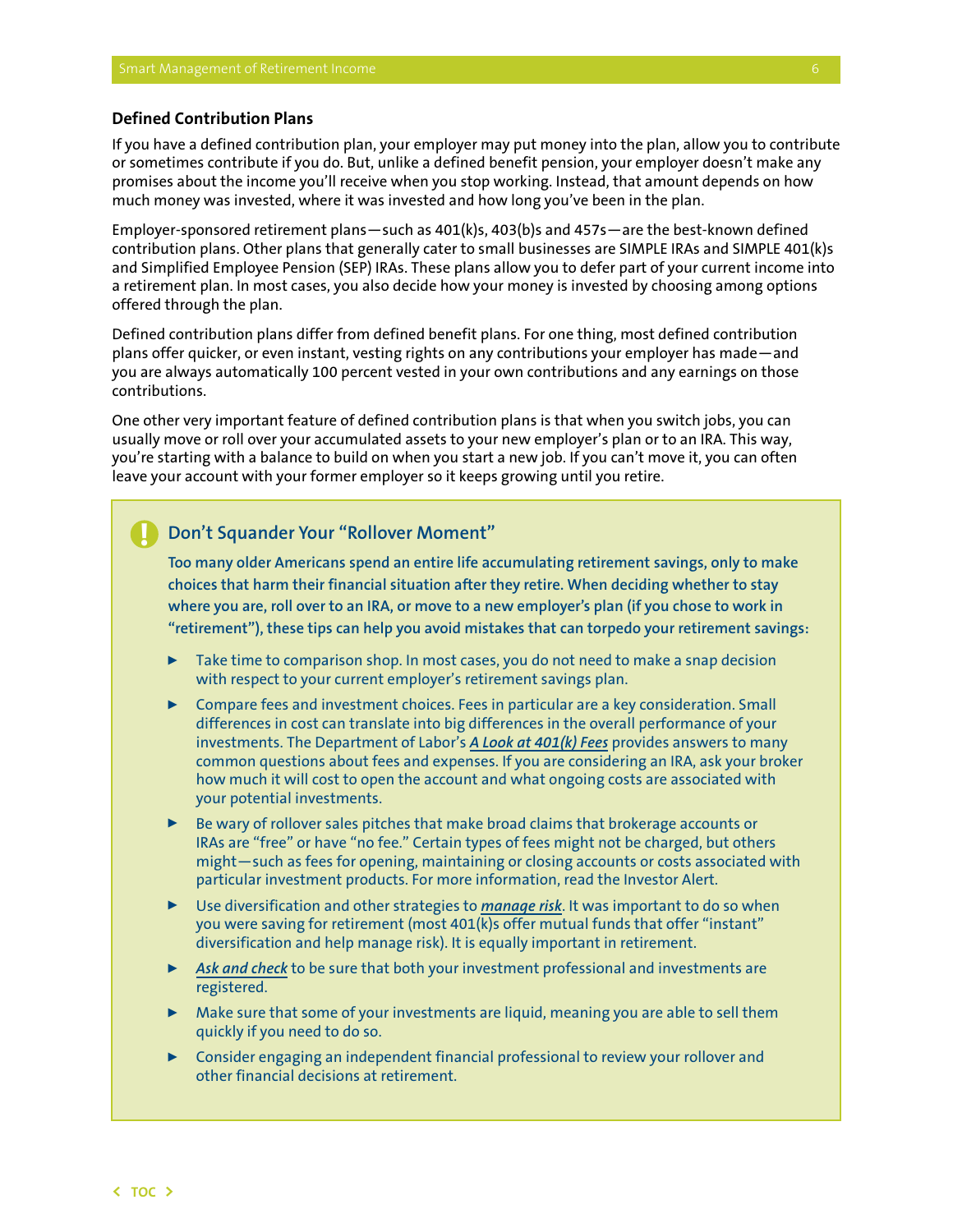### Defined Contribution Plans

If you have a defined contribution plan, your employer may put money into the plan, allow you to contribute or sometimes contribute if you do. But, unlike a defined benefit pension, your employer doesn't make any promises about the income you'll receive when you stop working. Instead, that amount depends on how much money was invested, where it was invested and how long you've been in the plan.

Employer-sponsored retirement plans—such as 401(k)s, 403(b)s and 457s—are the best-known defined contribution plans. Other plans that generally cater to small businesses are SIMPLE IRAs and SIMPLE 401(k)s and Simplified Employee Pension (SEP) IRAs. These plans allow you to defer part of your current income into a retirement plan. In most cases, you also decide how your money is invested by choosing among options offered through the plan.

Defined contribution plans differ from defined benefit plans. For one thing, most defined contribution plans offer quicker, or even instant, vesting rights on any contributions your employer has made—and you are always automatically 100 percent vested in your own contributions and any earnings on those contributions.

One other very important feature of defined contribution plans is that when you switch jobs, you can usually move or roll over your accumulated assets to your new employer's plan or to an IRA. This way, you're starting with a balance to build on when you start a new job. If you can't move it, you can often leave your account with your former employer so it keeps growing until you retire.

#### Don't Squander Your "Rollover Moment"

**Too many older Americans spend an entire life accumulating retirement savings, only to make choices that harm their financial situation after they retire. When deciding whether to stay where you are, roll over to an IRA, or move to a new employer's plan (if you chose to work in "retirement"), these tips can help you avoid mistakes that can torpedo your retirement savings:**

- Take time to comparison shop. In most cases, you do not need to make a snap decision with respect to your current employer's retirement savings plan.
- Compare fees and investment choices. Fees in particular are a key consideration. Small differences in cost can translate into big differences in the overall performance of your investments. The Department of Labor's ***A Look at 401(k) Fees*** provides answers to many common questions about fees and expenses. If you are considering an IRA, ask your broker how much it will cost to open the account and what ongoing costs are associated with your potential investments.
- Be wary of rollover sales pitches that make broad claims that brokerage accounts or IRAs are "free" or have "no fee." Certain types of fees might not be charged, but others might—such as fees for opening, maintaining or closing accounts or costs associated with particular investment products. For more information, read the Investor Alert.
- Use diversification and other strategies to ***manage risk***. It was important to do so when you were saving for retirement (most 401(k)s offer mutual funds that offer "instant" diversification and help manage risk). It is equally important in retirement.
- ***Ask and check*** to be sure that both your investment professional and investments are registered.
- Make sure that some of your investments are liquid, meaning you are able to sell them quickly if you need to do so.
- Consider engaging an independent financial professional to review your rollover and other financial decisions at retirement.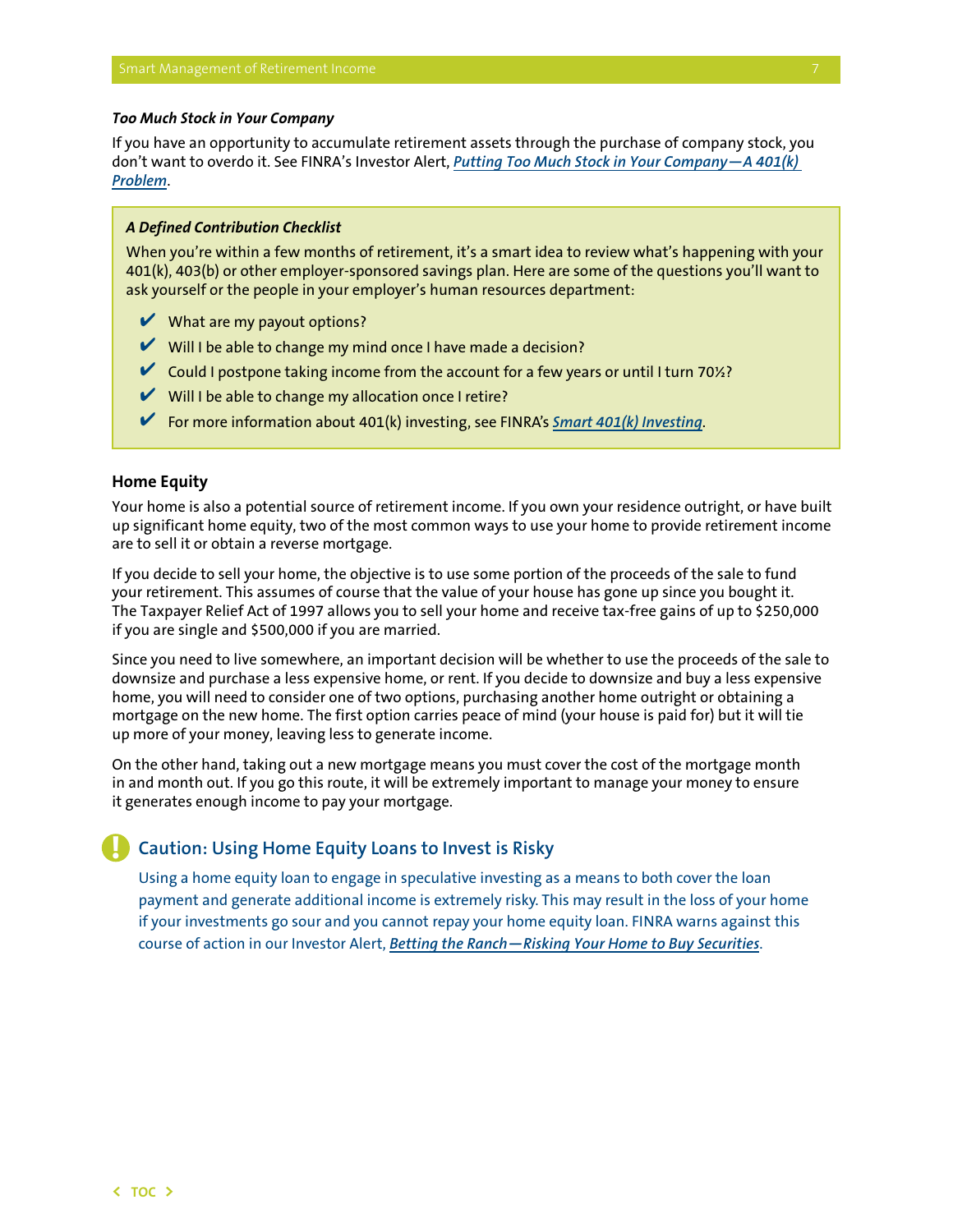***Too Much Stock in Your Company***

If you have an opportunity to accumulate retirement assets through the purchase of company stock, you don't want to overdo it. See FINRA's Investor Alert, ***Putting Too Much Stock in Your Company—A 401(k) Problem***.

> ***A Defined Contribution Checklist***
>
> When you're within a few months of retirement, it's a smart idea to review what's happening with your 401(k), 403(b) or other employer-sponsored savings plan. Here are some of the questions you'll want to ask yourself or the people in your employer's human resources department:
>
> - ✔ What are my payout options?
> - ✔ Will I be able to change my mind once I have made a decision?
> - ✔ Could I postpone taking income from the account for a few years or until I turn 70½?
> - ✔ Will I be able to change my allocation once I retire?
> - ✔ For more information about 401(k) investing, see FINRA's ***Smart 401(k) Investing***.

### Home Equity

Your home is also a potential source of retirement income. If you own your residence outright, or have built up significant home equity, two of the most common ways to use your home to provide retirement income are to sell it or obtain a reverse mortgage.

If you decide to sell your home, the objective is to use some portion of the proceeds of the sale to fund your retirement. This assumes of course that the value of your house has gone up since you bought it. The Taxpayer Relief Act of 1997 allows you to sell your home and receive tax-free gains of up to $250,000 if you are single and $500,000 if you are married.

Since you need to live somewhere, an important decision will be whether to use the proceeds of the sale to downsize and purchase a less expensive home, or rent. If you decide to downsize and buy a less expensive home, you will need to consider one of two options, purchasing another home outright or obtaining a mortgage on the new home. The first option carries peace of mind (your house is paid for) but it will tie up more of your money, leaving less to generate income.

On the other hand, taking out a new mortgage means you must cover the cost of the mortgage month in and month out. If you go this route, it will be extremely important to manage your money to ensure it generates enough income to pay your mortgage.

#### Caution: Using Home Equity Loans to Invest is Risky

Using a home equity loan to engage in speculative investing as a means to both cover the loan payment and generate additional income is extremely risky. This may result in the loss of your home if your investments go sour and you cannot repay your home equity loan. FINRA warns against this course of action in our Investor Alert, ***Betting the Ranch—Risking Your Home to Buy Securities***.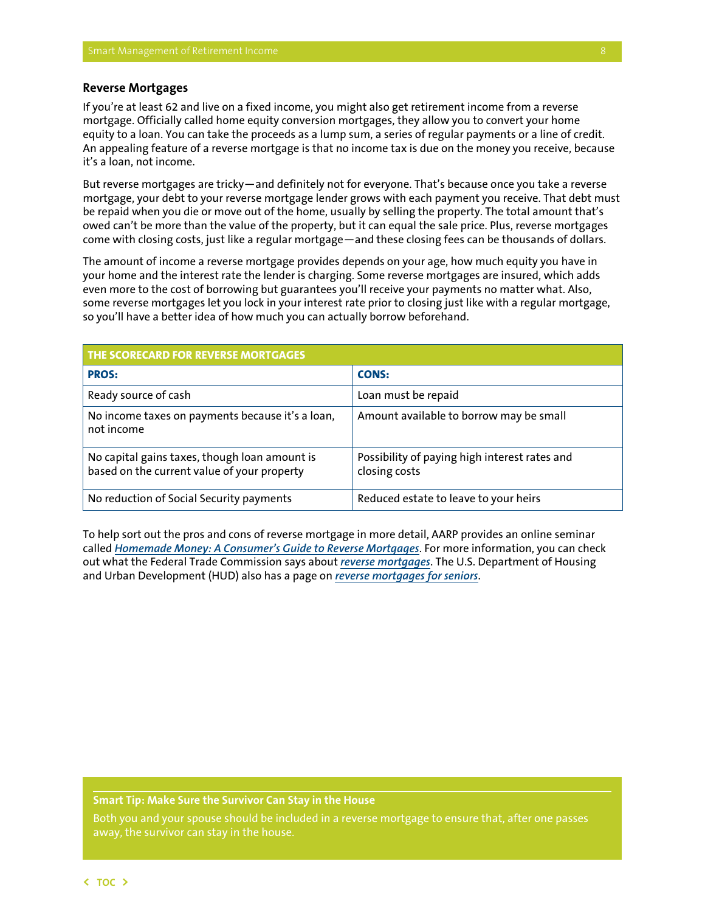## Reverse Mortgages

If you're at least 62 and live on a fixed income, you might also get retirement income from a reverse mortgage. Officially called home equity conversion mortgages, they allow you to convert your home equity to a loan. You can take the proceeds as a lump sum, a series of regular payments or a line of credit. An appealing feature of a reverse mortgage is that no income tax is due on the money you receive, because it's a loan, not income.

But reverse mortgages are tricky—and definitely not for everyone. That's because once you take a reverse mortgage, your debt to your reverse mortgage lender grows with each payment you receive. That debt must be repaid when you die or move out of the home, usually by selling the property. The total amount that's owed can't be more than the value of the property, but it can equal the sale price. Plus, reverse mortgages come with closing costs, just like a regular mortgage—and these closing fees can be thousands of dollars.

The amount of income a reverse mortgage provides depends on your age, how much equity you have in your home and the interest rate the lender is charging. Some reverse mortgages are insured, which adds even more to the cost of borrowing but guarantees you'll receive your payments no matter what. Also, some reverse mortgages let you lock in your interest rate prior to closing just like with a regular mortgage, so you'll have a better idea of how much you can actually borrow beforehand.

| THE SCORECARD FOR REVERSE MORTGAGES | |
|---|---|
| **PROS:** | **CONS:** |
| Ready source of cash | Loan must be repaid |
| No income taxes on payments because it's a loan, not income | Amount available to borrow may be small |
| No capital gains taxes, though loan amount is based on the current value of your property | Possibility of paying high interest rates and closing costs |
| No reduction of Social Security payments | Reduced estate to leave to your heirs |

To help sort out the pros and cons of reverse mortgage in more detail, AARP provides an online seminar called *Homemade Money: A Consumer's Guide to Reverse Mortgages*. For more information, you can check out what the Federal Trade Commission says about *reverse mortgages*. The U.S. Department of Housing and Urban Development (HUD) also has a page on *reverse mortgages for seniors*.

**Smart Tip: Make Sure the Survivor Can Stay in the House**

Both you and your spouse should be included in a reverse mortgage to ensure that, after one passes away, the survivor can stay in the house.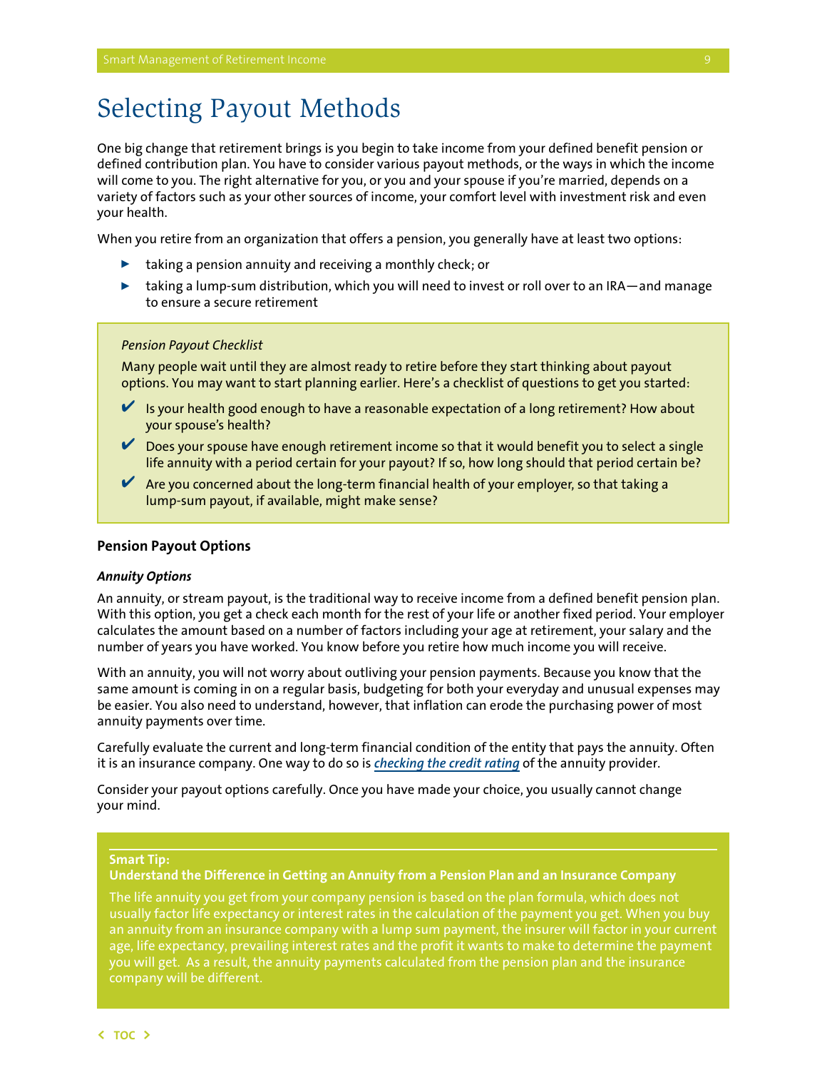# Selecting Payout Methods

One big change that retirement brings is you begin to take income from your defined benefit pension or defined contribution plan. You have to consider various payout methods, or the ways in which the income will come to you. The right alternative for you, or you and your spouse if you're married, depends on a variety of factors such as your other sources of income, your comfort level with investment risk and even your health.

When you retire from an organization that offers a pension, you generally have at least two options:

- taking a pension annuity and receiving a monthly check; or
- taking a lump-sum distribution, which you will need to invest or roll over to an IRA—and manage to ensure a secure retirement

> *Pension Payout Checklist*
>
> Many people wait until they are almost ready to retire before they start thinking about payout options. You may want to start planning earlier. Here's a checklist of questions to get you started:
>
> - ✔ Is your health good enough to have a reasonable expectation of a long retirement? How about your spouse's health?
> - ✔ Does your spouse have enough retirement income so that it would benefit you to select a single life annuity with a period certain for your payout? If so, how long should that period certain be?
> - ✔ Are you concerned about the long-term financial health of your employer, so that taking a lump-sum payout, if available, might make sense?

### Pension Payout Options

#### *Annuity Options*

An annuity, or stream payout, is the traditional way to receive income from a defined benefit pension plan. With this option, you get a check each month for the rest of your life or another fixed period. Your employer calculates the amount based on a number of factors including your age at retirement, your salary and the number of years you have worked. You know before you retire how much income you will receive.

With an annuity, you will not worry about outliving your pension payments. Because you know that the same amount is coming in on a regular basis, budgeting for both your everyday and unusual expenses may be easier. You also need to understand, however, that inflation can erode the purchasing power of most annuity payments over time.

Carefully evaluate the current and long-term financial condition of the entity that pays the annuity. Often it is an insurance company. One way to do so is ***checking the credit rating*** of the annuity provider.

Consider your payout options carefully. Once you have made your choice, you usually cannot change your mind.

> **Smart Tip:**
> **Understand the Difference in Getting an Annuity from a Pension Plan and an Insurance Company**
>
> The life annuity you get from your company pension is based on the plan formula, which does not usually factor life expectancy or interest rates in the calculation of the payment you get. When you buy an annuity from an insurance company with a lump sum payment, the insurer will factor in your current age, life expectancy, prevailing interest rates and the profit it wants to make to determine the payment you will get. As a result, the annuity payments calculated from the pension plan and the insurance company will be different.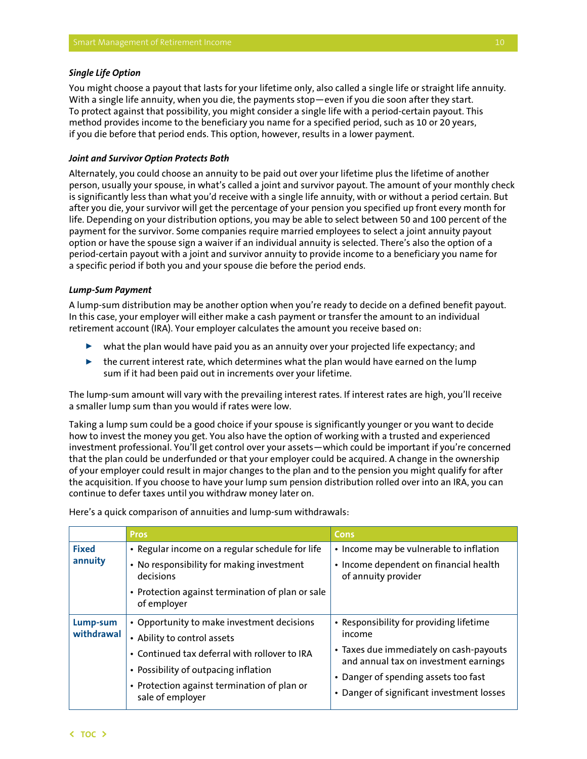### *Single Life Option*

You might choose a payout that lasts for your lifetime only, also called a single life or straight life annuity. With a single life annuity, when you die, the payments stop—even if you die soon after they start. To protect against that possibility, you might consider a single life with a period-certain payout. This method provides income to the beneficiary you name for a specified period, such as 10 or 20 years, if you die before that period ends. This option, however, results in a lower payment.

### *Joint and Survivor Option Protects Both*

Alternately, you could choose an annuity to be paid out over your lifetime plus the lifetime of another person, usually your spouse, in what's called a joint and survivor payout. The amount of your monthly check is significantly less than what you'd receive with a single life annuity, with or without a period certain. But after you die, your survivor will get the percentage of your pension you specified up front every month for life. Depending on your distribution options, you may be able to select between 50 and 100 percent of the payment for the survivor. Some companies require married employees to select a joint annuity payout option or have the spouse sign a waiver if an individual annuity is selected. There's also the option of a period-certain payout with a joint and survivor annuity to provide income to a beneficiary you name for a specific period if both you and your spouse die before the period ends.

### *Lump-Sum Payment*

A lump-sum distribution may be another option when you're ready to decide on a defined benefit payout. In this case, your employer will either make a cash payment or transfer the amount to an individual retirement account (IRA). Your employer calculates the amount you receive based on:

- what the plan would have paid you as an annuity over your projected life expectancy; and
- the current interest rate, which determines what the plan would have earned on the lump sum if it had been paid out in increments over your lifetime.

The lump-sum amount will vary with the prevailing interest rates. If interest rates are high, you'll receive a smaller lump sum than you would if rates were low.

Taking a lump sum could be a good choice if your spouse is significantly younger or you want to decide how to invest the money you get. You also have the option of working with a trusted and experienced investment professional. You'll get control over your assets—which could be important if you're concerned that the plan could be underfunded or that your employer could be acquired. A change in the ownership of your employer could result in major changes to the plan and to the pension you might qualify for after the acquisition. If you choose to have your lump sum pension distribution rolled over into an IRA, you can continue to defer taxes until you withdraw money later on.

Here's a quick comparison of annuities and lump-sum withdrawals:

| | Pros | Cons |
|---|---|---|
| **Fixed annuity** | • Regular income on a regular schedule for life<br>• No responsibility for making investment decisions<br>• Protection against termination of plan or sale of employer | • Income may be vulnerable to inflation<br>• Income dependent on financial health of annuity provider |
| **Lump-sum withdrawal** | • Opportunity to make investment decisions<br>• Ability to control assets<br>• Continued tax deferral with rollover to IRA<br>• Possibility of outpacing inflation<br>• Protection against termination of plan or sale of employer | • Responsibility for providing lifetime income<br>• Taxes due immediately on cash-payouts and annual tax on investment earnings<br>• Danger of spending assets too fast<br>• Danger of significant investment losses |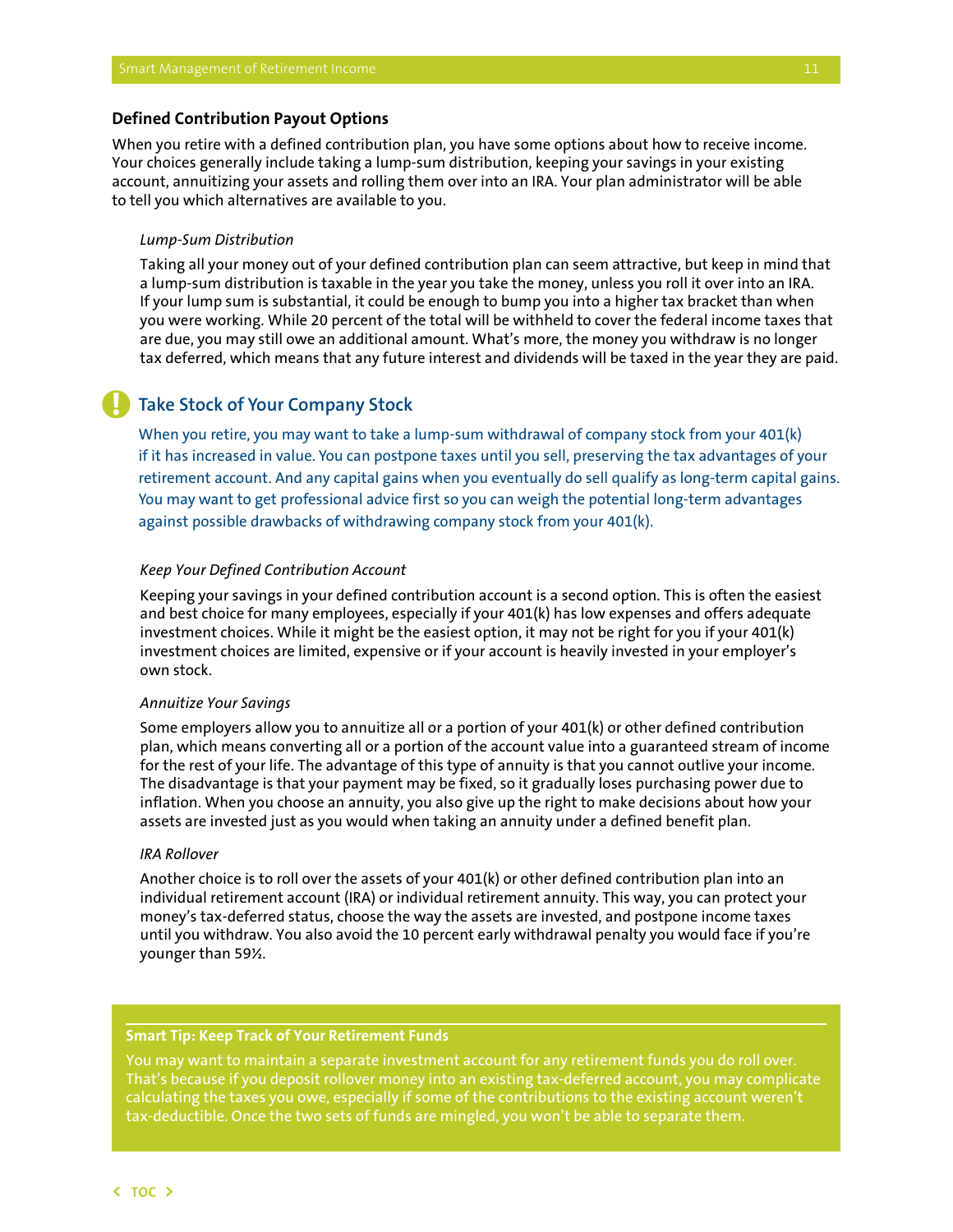## Defined Contribution Payout Options

When you retire with a defined contribution plan, you have some options about how to receive income. Your choices generally include taking a lump-sum distribution, keeping your savings in your existing account, annuitizing your assets and rolling them over into an IRA. Your plan administrator will be able to tell you which alternatives are available to you.

*Lump-Sum Distribution*

Taking all your money out of your defined contribution plan can seem attractive, but keep in mind that a lump-sum distribution is taxable in the year you take the money, unless you roll it over into an IRA. If your lump sum is substantial, it could be enough to bump you into a higher tax bracket than when you were working. While 20 percent of the total will be withheld to cover the federal income taxes that are due, you may still owe an additional amount. What's more, the money you withdraw is no longer tax deferred, which means that any future interest and dividends will be taxed in the year they are paid.

### Take Stock of Your Company Stock

When you retire, you may want to take a lump-sum withdrawal of company stock from your 401(k) if it has increased in value. You can postpone taxes until you sell, preserving the tax advantages of your retirement account. And any capital gains when you eventually do sell qualify as long-term capital gains. You may want to get professional advice first so you can weigh the potential long-term advantages against possible drawbacks of withdrawing company stock from your 401(k).

*Keep Your Defined Contribution Account*

Keeping your savings in your defined contribution account is a second option. This is often the easiest and best choice for many employees, especially if your 401(k) has low expenses and offers adequate investment choices. While it might be the easiest option, it may not be right for you if your 401(k) investment choices are limited, expensive or if your account is heavily invested in your employer's own stock.

*Annuitize Your Savings*

Some employers allow you to annuitize all or a portion of your 401(k) or other defined contribution plan, which means converting all or a portion of the account value into a guaranteed stream of income for the rest of your life. The advantage of this type of annuity is that you cannot outlive your income. The disadvantage is that your payment may be fixed, so it gradually loses purchasing power due to inflation. When you choose an annuity, you also give up the right to make decisions about how your assets are invested just as you would when taking an annuity under a defined benefit plan.

*IRA Rollover*

Another choice is to roll over the assets of your 401(k) or other defined contribution plan into an individual retirement account (IRA) or individual retirement annuity. This way, you can protect your money's tax-deferred status, choose the way the assets are invested, and postpone income taxes until you withdraw. You also avoid the 10 percent early withdrawal penalty you would face if you're younger than 59½.

**Smart Tip: Keep Track of Your Retirement Funds**

You may want to maintain a separate investment account for any retirement funds you do roll over. That's because if you deposit rollover money into an existing tax-deferred account, you may complicate calculating the taxes you owe, especially if some of the contributions to the existing account weren't tax-deductible. Once the two sets of funds are mingled, you won't be able to separate them.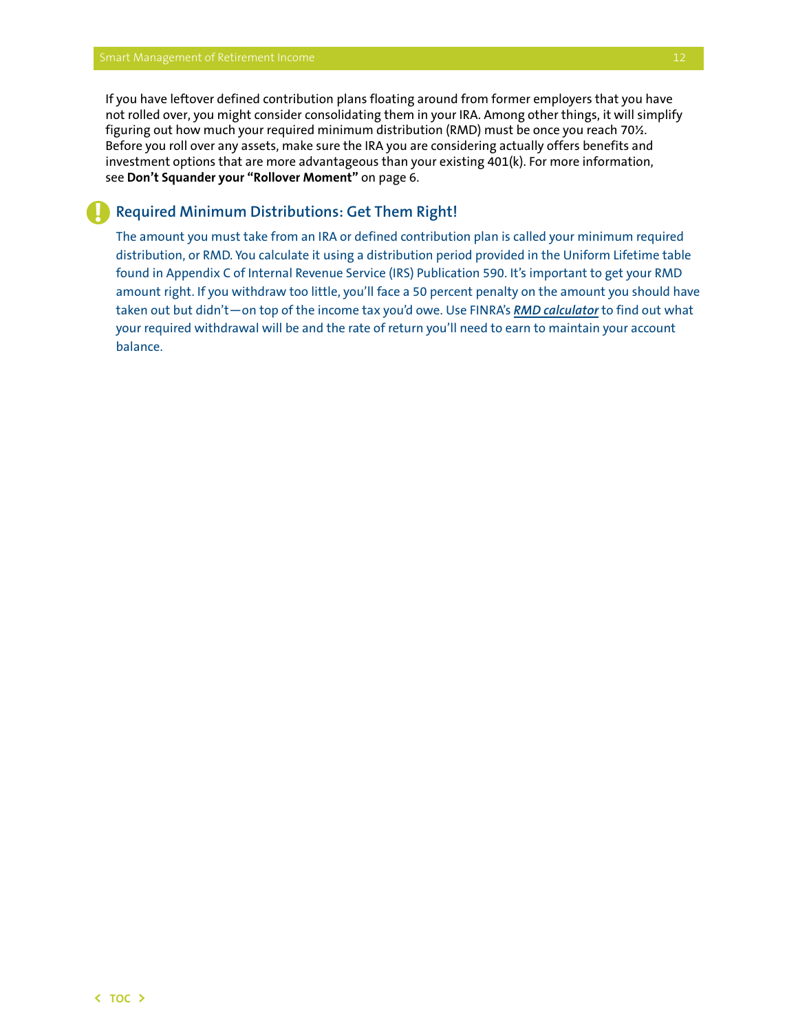If you have leftover defined contribution plans floating around from former employers that you have not rolled over, you might consider consolidating them in your IRA. Among other things, it will simplify figuring out how much your required minimum distribution (RMD) must be once you reach 70½. Before you roll over any assets, make sure the IRA you are considering actually offers benefits and investment options that are more advantageous than your existing 401(k). For more information, see **Don't Squander your "Rollover Moment"** on page 6.

## Required Minimum Distributions: Get Them Right!

The amount you must take from an IRA or defined contribution plan is called your minimum required distribution, or RMD. You calculate it using a distribution period provided in the Uniform Lifetime table found in Appendix C of Internal Revenue Service (IRS) Publication 590. It's important to get your RMD amount right. If you withdraw too little, you'll face a 50 percent penalty on the amount you should have taken out but didn't—on top of the income tax you'd owe. Use FINRA's ***RMD calculator*** to find out what your required withdrawal will be and the rate of return you'll need to earn to maintain your account balance.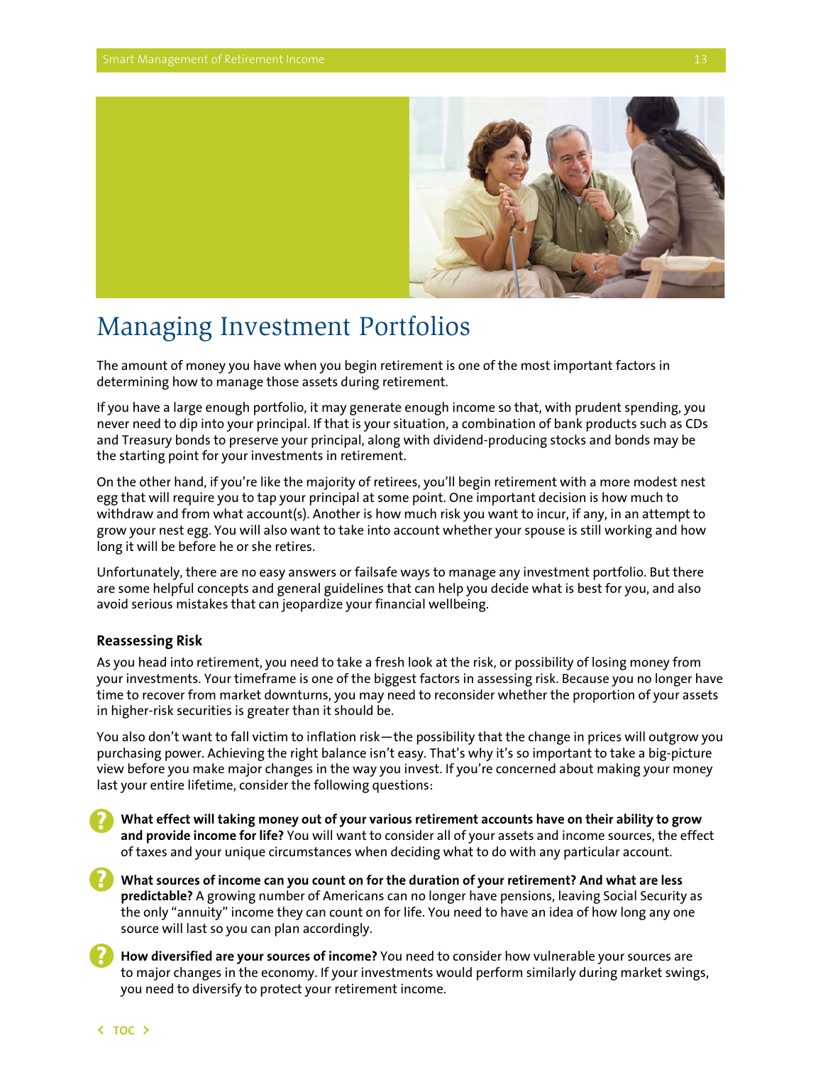# Managing Investment Portfolios

The amount of money you have when you begin retirement is one of the most important factors in determining how to manage those assets during retirement.

If you have a large enough portfolio, it may generate enough income so that, with prudent spending, you never need to dip into your principal. If that is your situation, a combination of bank products such as CDs and Treasury bonds to preserve your principal, along with dividend-producing stocks and bonds may be the starting point for your investments in retirement.

On the other hand, if you're like the majority of retirees, you'll begin retirement with a more modest nest egg that will require you to tap your principal at some point. One important decision is how much to withdraw and from what account(s). Another is how much risk you want to incur, if any, in an attempt to grow your nest egg. You will also want to take into account whether your spouse is still working and how long it will be before he or she retires.

Unfortunately, there are no easy answers or failsafe ways to manage any investment portfolio. But there are some helpful concepts and general guidelines that can help you decide what is best for you, and also avoid serious mistakes that can jeopardize your financial wellbeing.

### Reassessing Risk

As you head into retirement, you need to take a fresh look at the risk, or possibility of losing money from your investments. Your timeframe is one of the biggest factors in assessing risk. Because you no longer have time to recover from market downturns, you may need to reconsider whether the proportion of your assets in higher-risk securities is greater than it should be.

You also don't want to fall victim to inflation risk—the possibility that the change in prices will outgrow you purchasing power. Achieving the right balance isn't easy. That's why it's so important to take a big-picture view before you make major changes in the way you invest. If you're concerned about making your money last your entire lifetime, consider the following questions:

- **What effect will taking money out of your various retirement accounts have on their ability to grow and provide income for life?** You will want to consider all of your assets and income sources, the effect of taxes and your unique circumstances when deciding what to do with any particular account.
- **What sources of income can you count on for the duration of your retirement? And what are less predictable?** A growing number of Americans can no longer have pensions, leaving Social Security as the only "annuity" income they can count on for life. You need to have an idea of how long any one source will last so you can plan accordingly.
- **How diversified are your sources of income?** You need to consider how vulnerable your sources are to major changes in the economy. If your investments would perform similarly during market swings, you need to diversify to protect your retirement income.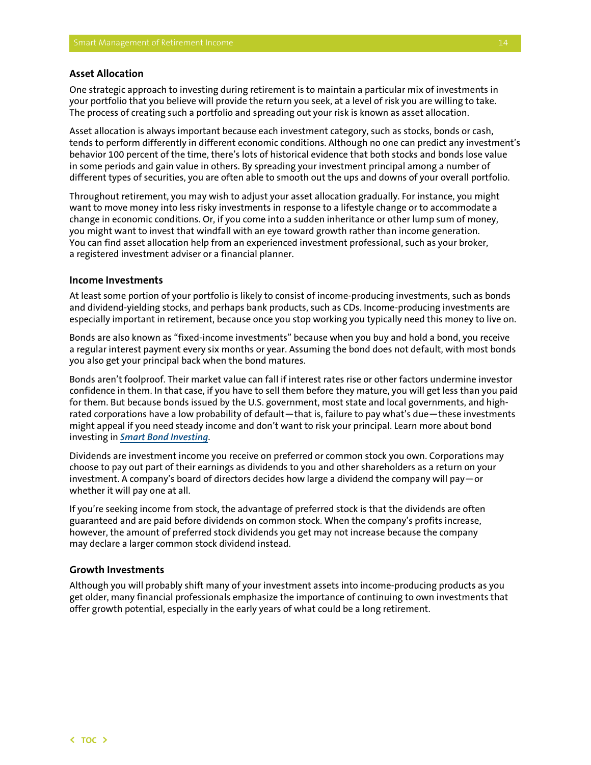### Asset Allocation

One strategic approach to investing during retirement is to maintain a particular mix of investments in your portfolio that you believe will provide the return you seek, at a level of risk you are willing to take. The process of creating such a portfolio and spreading out your risk is known as asset allocation.

Asset allocation is always important because each investment category, such as stocks, bonds or cash, tends to perform differently in different economic conditions. Although no one can predict any investment's behavior 100 percent of the time, there's lots of historical evidence that both stocks and bonds lose value in some periods and gain value in others. By spreading your investment principal among a number of different types of securities, you are often able to smooth out the ups and downs of your overall portfolio.

Throughout retirement, you may wish to adjust your asset allocation gradually. For instance, you might want to move money into less risky investments in response to a lifestyle change or to accommodate a change in economic conditions. Or, if you come into a sudden inheritance or other lump sum of money, you might want to invest that windfall with an eye toward growth rather than income generation. You can find asset allocation help from an experienced investment professional, such as your broker, a registered investment adviser or a financial planner.

### Income Investments

At least some portion of your portfolio is likely to consist of income-producing investments, such as bonds and dividend-yielding stocks, and perhaps bank products, such as CDs. Income-producing investments are especially important in retirement, because once you stop working you typically need this money to live on.

Bonds are also known as "fixed-income investments" because when you buy and hold a bond, you receive a regular interest payment every six months or year. Assuming the bond does not default, with most bonds you also get your principal back when the bond matures.

Bonds aren't foolproof. Their market value can fall if interest rates rise or other factors undermine investor confidence in them. In that case, if you have to sell them before they mature, you will get less than you paid for them. But because bonds issued by the U.S. government, most state and local governments, and high-rated corporations have a low probability of default—that is, failure to pay what's due—these investments might appeal if you need steady income and don't want to risk your principal. Learn more about bond investing in ***Smart Bond Investing***.

Dividends are investment income you receive on preferred or common stock you own. Corporations may choose to pay out part of their earnings as dividends to you and other shareholders as a return on your investment. A company's board of directors decides how large a dividend the company will pay—or whether it will pay one at all.

If you're seeking income from stock, the advantage of preferred stock is that the dividends are often guaranteed and are paid before dividends on common stock. When the company's profits increase, however, the amount of preferred stock dividends you get may not increase because the company may declare a larger common stock dividend instead.

### Growth Investments

Although you will probably shift many of your investment assets into income-producing products as you get older, many financial professionals emphasize the importance of continuing to own investments that offer growth potential, especially in the early years of what could be a long retirement.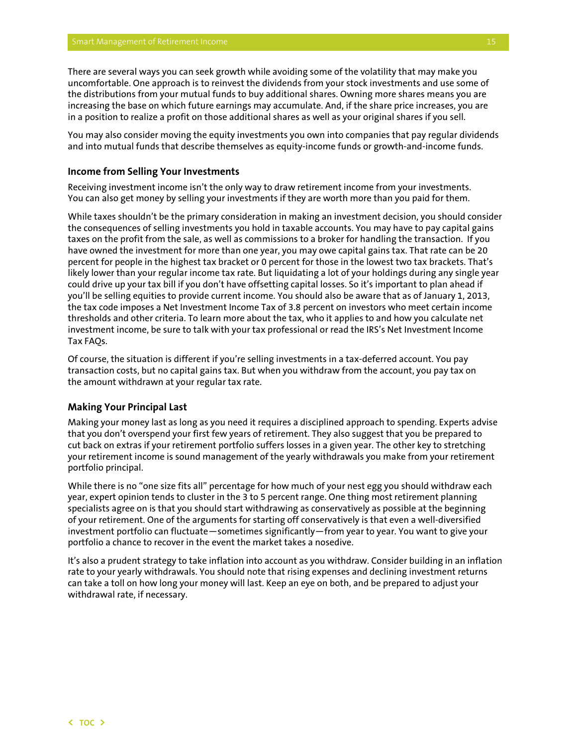There are several ways you can seek growth while avoiding some of the volatility that may make you uncomfortable. One approach is to reinvest the dividends from your stock investments and use some of the distributions from your mutual funds to buy additional shares. Owning more shares means you are increasing the base on which future earnings may accumulate. And, if the share price increases, you are in a position to realize a profit on those additional shares as well as your original shares if you sell.

You may also consider moving the equity investments you own into companies that pay regular dividends and into mutual funds that describe themselves as equity-income funds or growth-and-income funds.

### Income from Selling Your Investments

Receiving investment income isn't the only way to draw retirement income from your investments. You can also get money by selling your investments if they are worth more than you paid for them.

While taxes shouldn't be the primary consideration in making an investment decision, you should consider the consequences of selling investments you hold in taxable accounts. You may have to pay capital gains taxes on the profit from the sale, as well as commissions to a broker for handling the transaction. If you have owned the investment for more than one year, you may owe capital gains tax. That rate can be 20 percent for people in the highest tax bracket or 0 percent for those in the lowest two tax brackets. That's likely lower than your regular income tax rate. But liquidating a lot of your holdings during any single year could drive up your tax bill if you don't have offsetting capital losses. So it's important to plan ahead if you'll be selling equities to provide current income. You should also be aware that as of January 1, 2013, the tax code imposes a Net Investment Income Tax of 3.8 percent on investors who meet certain income thresholds and other criteria. To learn more about the tax, who it applies to and how you calculate net investment income, be sure to talk with your tax professional or read the IRS's Net Investment Income Tax FAQs.

Of course, the situation is different if you're selling investments in a tax-deferred account. You pay transaction costs, but no capital gains tax. But when you withdraw from the account, you pay tax on the amount withdrawn at your regular tax rate.

### Making Your Principal Last

Making your money last as long as you need it requires a disciplined approach to spending. Experts advise that you don't overspend your first few years of retirement. They also suggest that you be prepared to cut back on extras if your retirement portfolio suffers losses in a given year. The other key to stretching your retirement income is sound management of the yearly withdrawals you make from your retirement portfolio principal.

While there is no "one size fits all" percentage for how much of your nest egg you should withdraw each year, expert opinion tends to cluster in the 3 to 5 percent range. One thing most retirement planning specialists agree on is that you should start withdrawing as conservatively as possible at the beginning of your retirement. One of the arguments for starting off conservatively is that even a well-diversified investment portfolio can fluctuate—sometimes significantly—from year to year. You want to give your portfolio a chance to recover in the event the market takes a nosedive.

It's also a prudent strategy to take inflation into account as you withdraw. Consider building in an inflation rate to your yearly withdrawals. You should note that rising expenses and declining investment returns can take a toll on how long your money will last. Keep an eye on both, and be prepared to adjust your withdrawal rate, if necessary.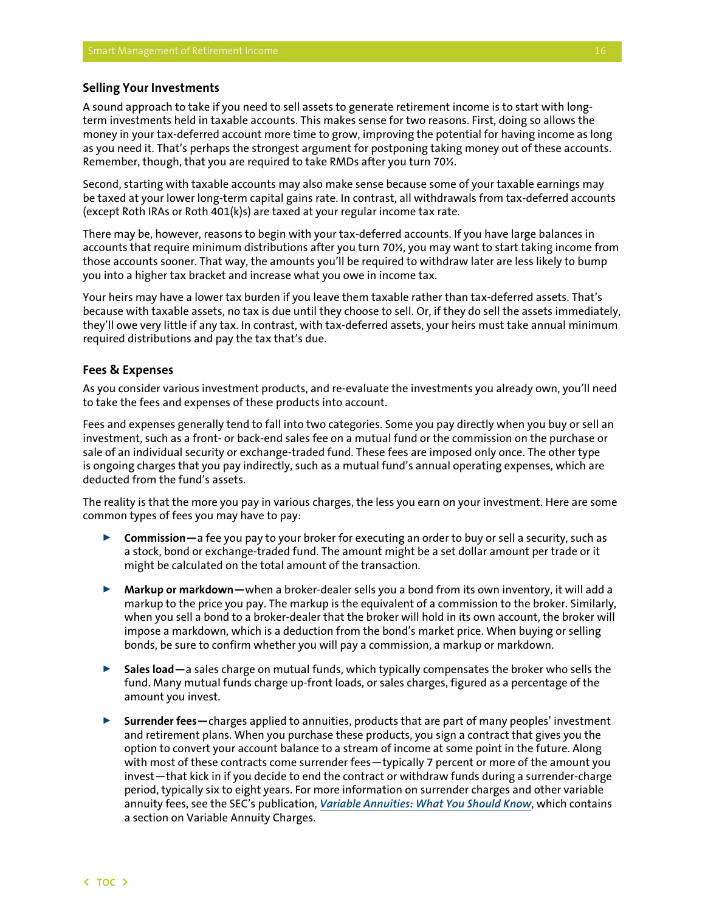### Selling Your Investments

A sound approach to take if you need to sell assets to generate retirement income is to start with long-term investments held in taxable accounts. This makes sense for two reasons. First, doing so allows the money in your tax-deferred account more time to grow, improving the potential for having income as long as you need it. That's perhaps the strongest argument for postponing taking money out of these accounts. Remember, though, that you are required to take RMDs after you turn 70½.

Second, starting with taxable accounts may also make sense because some of your taxable earnings may be taxed at your lower long-term capital gains rate. In contrast, all withdrawals from tax-deferred accounts (except Roth IRAs or Roth 401(k)s) are taxed at your regular income tax rate.

There may be, however, reasons to begin with your tax-deferred accounts. If you have large balances in accounts that require minimum distributions after you turn 70½, you may want to start taking income from those accounts sooner. That way, the amounts you'll be required to withdraw later are less likely to bump you into a higher tax bracket and increase what you owe in income tax.

Your heirs may have a lower tax burden if you leave them taxable rather than tax-deferred assets. That's because with taxable assets, no tax is due until they choose to sell. Or, if they do sell the assets immediately, they'll owe very little if any tax. In contrast, with tax-deferred assets, your heirs must take annual minimum required distributions and pay the tax that's due.

### Fees & Expenses

As you consider various investment products, and re-evaluate the investments you already own, you'll need to take the fees and expenses of these products into account.

Fees and expenses generally tend to fall into two categories. Some you pay directly when you buy or sell an investment, such as a front- or back-end sales fee on a mutual fund or the commission on the purchase or sale of an individual security or exchange-traded fund. These fees are imposed only once. The other type is ongoing charges that you pay indirectly, such as a mutual fund's annual operating expenses, which are deducted from the fund's assets.

The reality is that the more you pay in various charges, the less you earn on your investment. Here are some common types of fees you may have to pay:

- **Commission—**a fee you pay to your broker for executing an order to buy or sell a security, such as a stock, bond or exchange-traded fund. The amount might be a set dollar amount per trade or it might be calculated on the total amount of the transaction.
- **Markup or markdown—**when a broker-dealer sells you a bond from its own inventory, it will add a markup to the price you pay. The markup is the equivalent of a commission to the broker. Similarly, when you sell a bond to a broker-dealer that the broker will hold in its own account, the broker will impose a markdown, which is a deduction from the bond's market price. When buying or selling bonds, be sure to confirm whether you will pay a commission, a markup or markdown.
- **Sales load—**a sales charge on mutual funds, which typically compensates the broker who sells the fund. Many mutual funds charge up-front loads, or sales charges, figured as a percentage of the amount you invest.
- **Surrender fees—**charges applied to annuities, products that are part of many peoples' investment and retirement plans. When you purchase these products, you sign a contract that gives you the option to convert your account balance to a stream of income at some point in the future. Along with most of these contracts come surrender fees—typically 7 percent or more of the amount you invest—that kick in if you decide to end the contract or withdraw funds during a surrender-charge period, typically six to eight years. For more information on surrender charges and other variable annuity fees, see the SEC's publication, ***Variable Annuities: What You Should Know***, which contains a section on Variable Annuity Charges.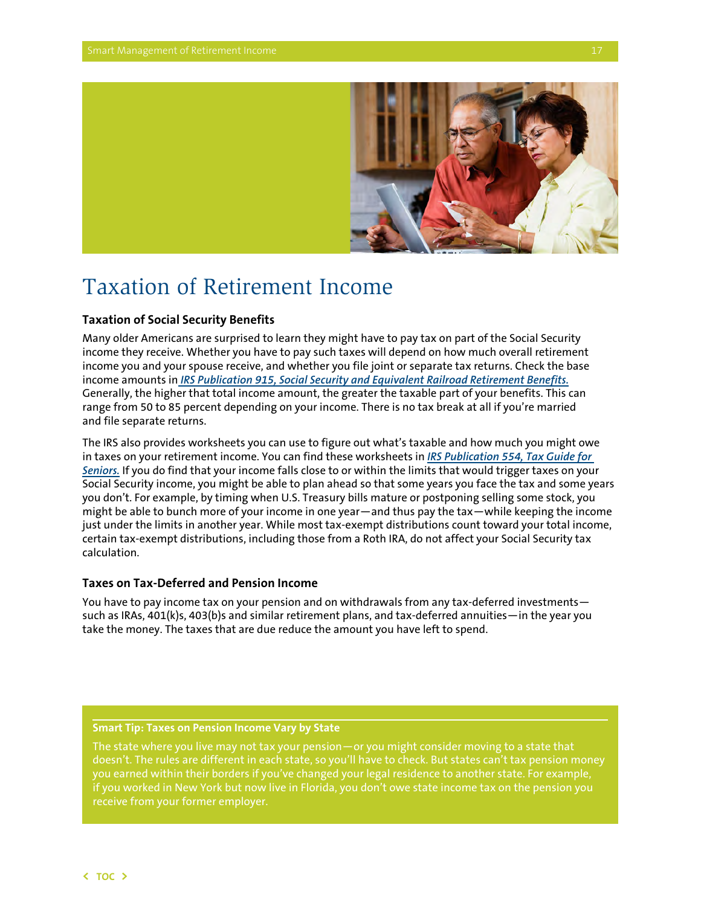# Taxation of Retirement Income

### Taxation of Social Security Benefits

Many older Americans are surprised to learn they might have to pay tax on part of the Social Security income they receive. Whether you have to pay such taxes will depend on how much overall retirement income you and your spouse receive, and whether you file joint or separate tax returns. Check the base income amounts in ***IRS Publication 915, Social Security and Equivalent Railroad Retirement Benefits.*** Generally, the higher that total income amount, the greater the taxable part of your benefits. This can range from 50 to 85 percent depending on your income. There is no tax break at all if you're married and file separate returns.

The IRS also provides worksheets you can use to figure out what's taxable and how much you might owe in taxes on your retirement income. You can find these worksheets in ***IRS Publication 554, Tax Guide for Seniors.*** If you do find that your income falls close to or within the limits that would trigger taxes on your Social Security income, you might be able to plan ahead so that some years you face the tax and some years you don't. For example, by timing when U.S. Treasury bills mature or postponing selling some stock, you might be able to bunch more of your income in one year—and thus pay the tax—while keeping the income just under the limits in another year. While most tax-exempt distributions count toward your total income, certain tax-exempt distributions, including those from a Roth IRA, do not affect your Social Security tax calculation.

### Taxes on Tax-Deferred and Pension Income

You have to pay income tax on your pension and on withdrawals from any tax-deferred investments—such as IRAs, 401(k)s, 403(b)s and similar retirement plans, and tax-deferred annuities—in the year you take the money. The taxes that are due reduce the amount you have left to spend.

**Smart Tip: Taxes on Pension Income Vary by State**

The state where you live may not tax your pension—or you might consider moving to a state that doesn't. The rules are different in each state, so you'll have to check. But states can't tax pension money you earned within their borders if you've changed your legal residence to another state. For example, if you worked in New York but now live in Florida, you don't owe state income tax on the pension you receive from your former employer.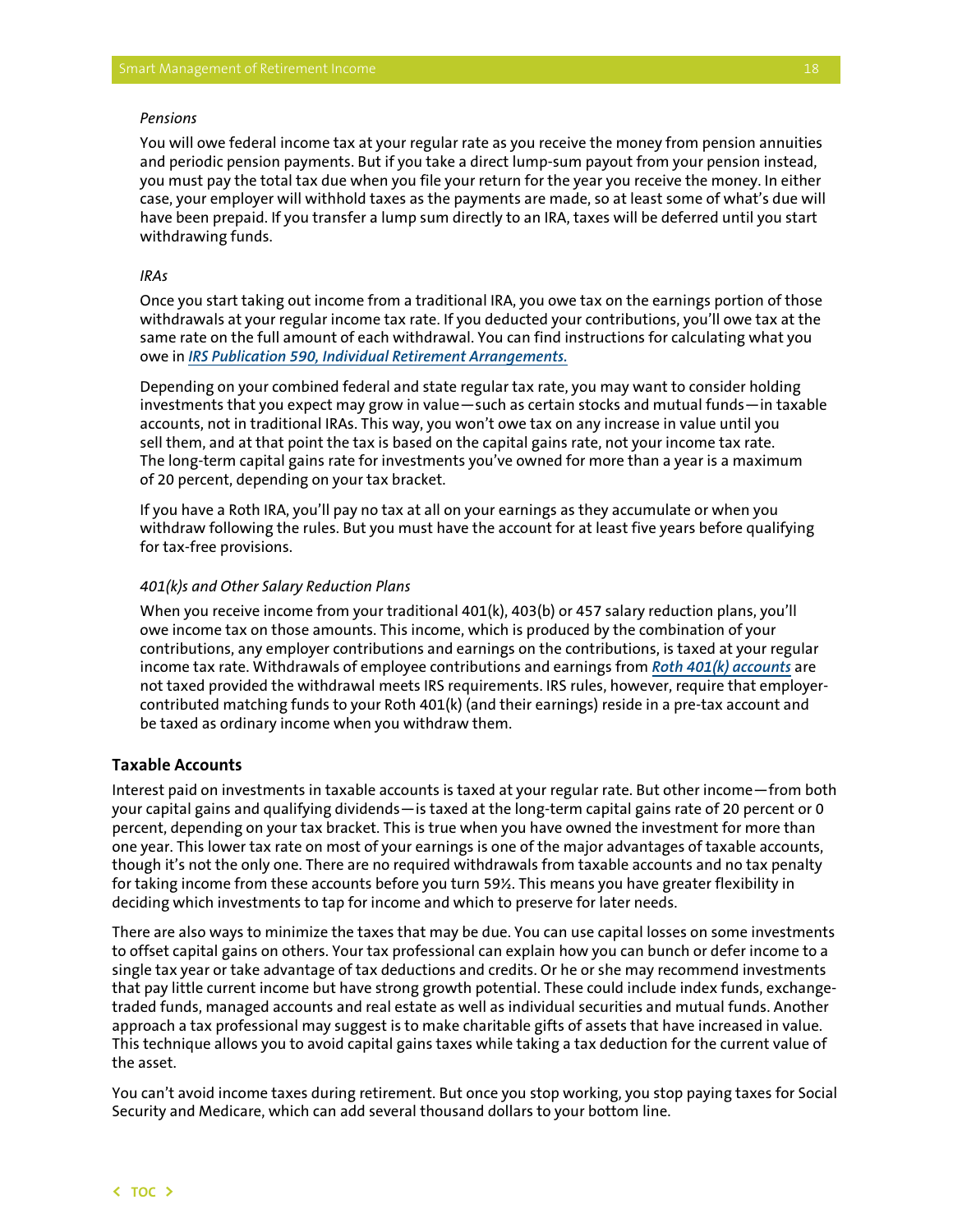*Pensions*

You will owe federal income tax at your regular rate as you receive the money from pension annuities and periodic pension payments. But if you take a direct lump-sum payout from your pension instead, you must pay the total tax due when you file your return for the year you receive the money. In either case, your employer will withhold taxes as the payments are made, so at least some of what's due will have been prepaid. If you transfer a lump sum directly to an IRA, taxes will be deferred until you start withdrawing funds.

*IRAs*

Once you start taking out income from a traditional IRA, you owe tax on the earnings portion of those withdrawals at your regular income tax rate. If you deducted your contributions, you'll owe tax at the same rate on the full amount of each withdrawal. You can find instructions for calculating what you owe in ***IRS Publication 590, Individual Retirement Arrangements.***

Depending on your combined federal and state regular tax rate, you may want to consider holding investments that you expect may grow in value—such as certain stocks and mutual funds—in taxable accounts, not in traditional IRAs. This way, you won't owe tax on any increase in value until you sell them, and at that point the tax is based on the capital gains rate, not your income tax rate. The long-term capital gains rate for investments you've owned for more than a year is a maximum of 20 percent, depending on your tax bracket.

If you have a Roth IRA, you'll pay no tax at all on your earnings as they accumulate or when you withdraw following the rules. But you must have the account for at least five years before qualifying for tax-free provisions.

*401(k)s and Other Salary Reduction Plans*

When you receive income from your traditional 401(k), 403(b) or 457 salary reduction plans, you'll owe income tax on those amounts. This income, which is produced by the combination of your contributions, any employer contributions and earnings on the contributions, is taxed at your regular income tax rate. Withdrawals of employee contributions and earnings from ***Roth 401(k) accounts*** are not taxed provided the withdrawal meets IRS requirements. IRS rules, however, require that employer-contributed matching funds to your Roth 401(k) (and their earnings) reside in a pre-tax account and be taxed as ordinary income when you withdraw them.

### Taxable Accounts

Interest paid on investments in taxable accounts is taxed at your regular rate. But other income—from both your capital gains and qualifying dividends—is taxed at the long-term capital gains rate of 20 percent or 0 percent, depending on your tax bracket. This is true when you have owned the investment for more than one year. This lower tax rate on most of your earnings is one of the major advantages of taxable accounts, though it's not the only one. There are no required withdrawals from taxable accounts and no tax penalty for taking income from these accounts before you turn 59½. This means you have greater flexibility in deciding which investments to tap for income and which to preserve for later needs.

There are also ways to minimize the taxes that may be due. You can use capital losses on some investments to offset capital gains on others. Your tax professional can explain how you can bunch or defer income to a single tax year or take advantage of tax deductions and credits. Or he or she may recommend investments that pay little current income but have strong growth potential. These could include index funds, exchange-traded funds, managed accounts and real estate as well as individual securities and mutual funds. Another approach a tax professional may suggest is to make charitable gifts of assets that have increased in value. This technique allows you to avoid capital gains taxes while taking a tax deduction for the current value of the asset.

You can't avoid income taxes during retirement. But once you stop working, you stop paying taxes for Social Security and Medicare, which can add several thousand dollars to your bottom line.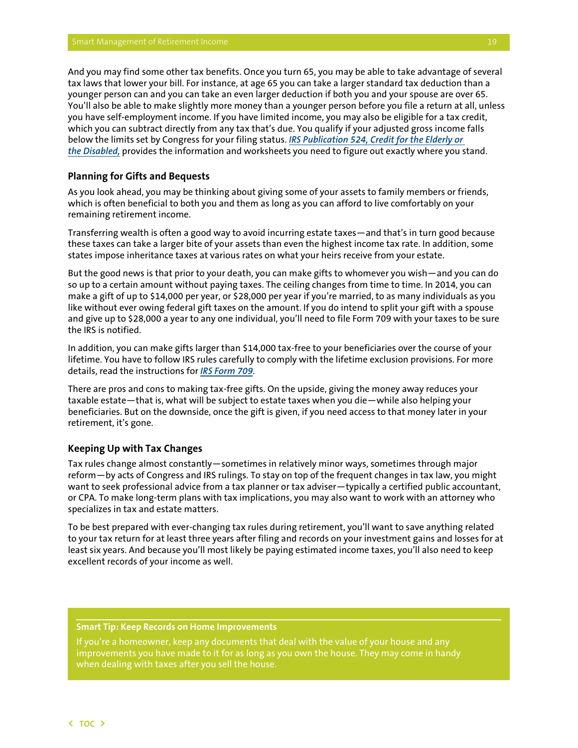And you may find some other tax benefits. Once you turn 65, you may be able to take advantage of several tax laws that lower your bill. For instance, at age 65 you can take a larger standard tax deduction than a younger person can and you can take an even larger deduction if both you and your spouse are over 65. You'll also be able to make slightly more money than a younger person before you file a return at all, unless you have self-employment income. If you have limited income, you may also be eligible for a tax credit, which you can subtract directly from any tax that's due. You qualify if your adjusted gross income falls below the limits set by Congress for your filing status. ***IRS Publication 524, Credit for the Elderly or the Disabled,*** provides the information and worksheets you need to figure out exactly where you stand.

### Planning for Gifts and Bequests

As you look ahead, you may be thinking about giving some of your assets to family members or friends, which is often beneficial to both you and them as long as you can afford to live comfortably on your remaining retirement income.

Transferring wealth is often a good way to avoid incurring estate taxes—and that's in turn good because these taxes can take a larger bite of your assets than even the highest income tax rate. In addition, some states impose inheritance taxes at various rates on what your heirs receive from your estate.

But the good news is that prior to your death, you can make gifts to whomever you wish—and you can do so up to a certain amount without paying taxes. The ceiling changes from time to time. In 2014, you can make a gift of up to $14,000 per year, or $28,000 per year if you're married, to as many individuals as you like without ever owing federal gift taxes on the amount. If you do intend to split your gift with a spouse and give up to $28,000 a year to any one individual, you'll need to file Form 709 with your taxes to be sure the IRS is notified.

In addition, you can make gifts larger than $14,000 tax-free to your beneficiaries over the course of your lifetime. You have to follow IRS rules carefully to comply with the lifetime exclusion provisions. For more details, read the instructions for ***IRS Form 709***.

There are pros and cons to making tax-free gifts. On the upside, giving the money away reduces your taxable estate—that is, what will be subject to estate taxes when you die—while also helping your beneficiaries. But on the downside, once the gift is given, if you need access to that money later in your retirement, it's gone.

### Keeping Up with Tax Changes

Tax rules change almost constantly—sometimes in relatively minor ways, sometimes through major reform—by acts of Congress and IRS rulings. To stay on top of the frequent changes in tax law, you might want to seek professional advice from a tax planner or tax adviser—typically a certified public accountant, or CPA. To make long-term plans with tax implications, you may also want to work with an attorney who specializes in tax and estate matters.

To be best prepared with ever-changing tax rules during retirement, you'll want to save anything related to your tax return for at least three years after filing and records on your investment gains and losses for at least six years. And because you'll most likely be paying estimated income taxes, you'll also need to keep excellent records of your income as well.

**Smart Tip: Keep Records on Home Improvements**

If you're a homeowner, keep any documents that deal with the value of your house and any improvements you have made to it for as long as you own the house. They may come in handy when dealing with taxes after you sell the house.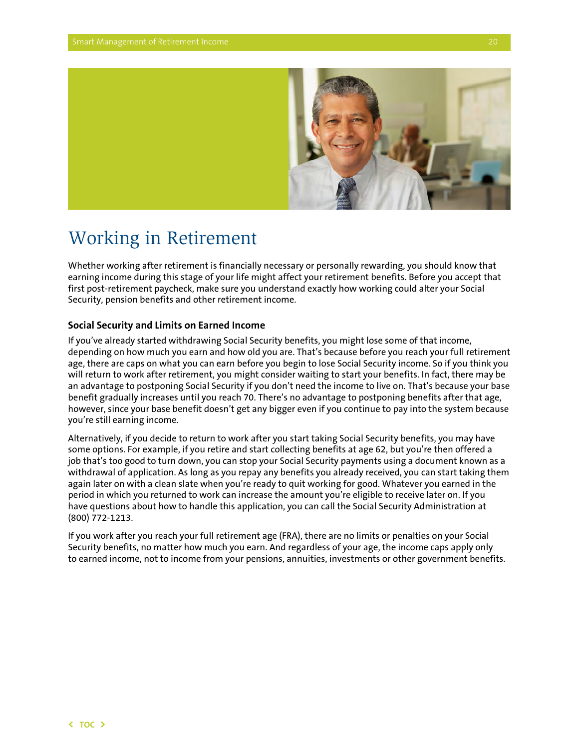# Working in Retirement

Whether working after retirement is financially necessary or personally rewarding, you should know that earning income during this stage of your life might affect your retirement benefits. Before you accept that first post-retirement paycheck, make sure you understand exactly how working could alter your Social Security, pension benefits and other retirement income.

### Social Security and Limits on Earned Income

If you've already started withdrawing Social Security benefits, you might lose some of that income, depending on how much you earn and how old you are. That's because before you reach your full retirement age, there are caps on what you can earn before you begin to lose Social Security income. So if you think you will return to work after retirement, you might consider waiting to start your benefits. In fact, there may be an advantage to postponing Social Security if you don't need the income to live on. That's because your base benefit gradually increases until you reach 70. There's no advantage to postponing benefits after that age, however, since your base benefit doesn't get any bigger even if you continue to pay into the system because you're still earning income.

Alternatively, if you decide to return to work after you start taking Social Security benefits, you may have some options. For example, if you retire and start collecting benefits at age 62, but you're then offered a job that's too good to turn down, you can stop your Social Security payments using a document known as a withdrawal of application. As long as you repay any benefits you already received, you can start taking them again later on with a clean slate when you're ready to quit working for good. Whatever you earned in the period in which you returned to work can increase the amount you're eligible to receive later on. If you have questions about how to handle this application, you can call the Social Security Administration at (800) 772-1213.

If you work after you reach your full retirement age (FRA), there are no limits or penalties on your Social Security benefits, no matter how much you earn. And regardless of your age, the income caps apply only to earned income, not to income from your pensions, annuities, investments or other government benefits.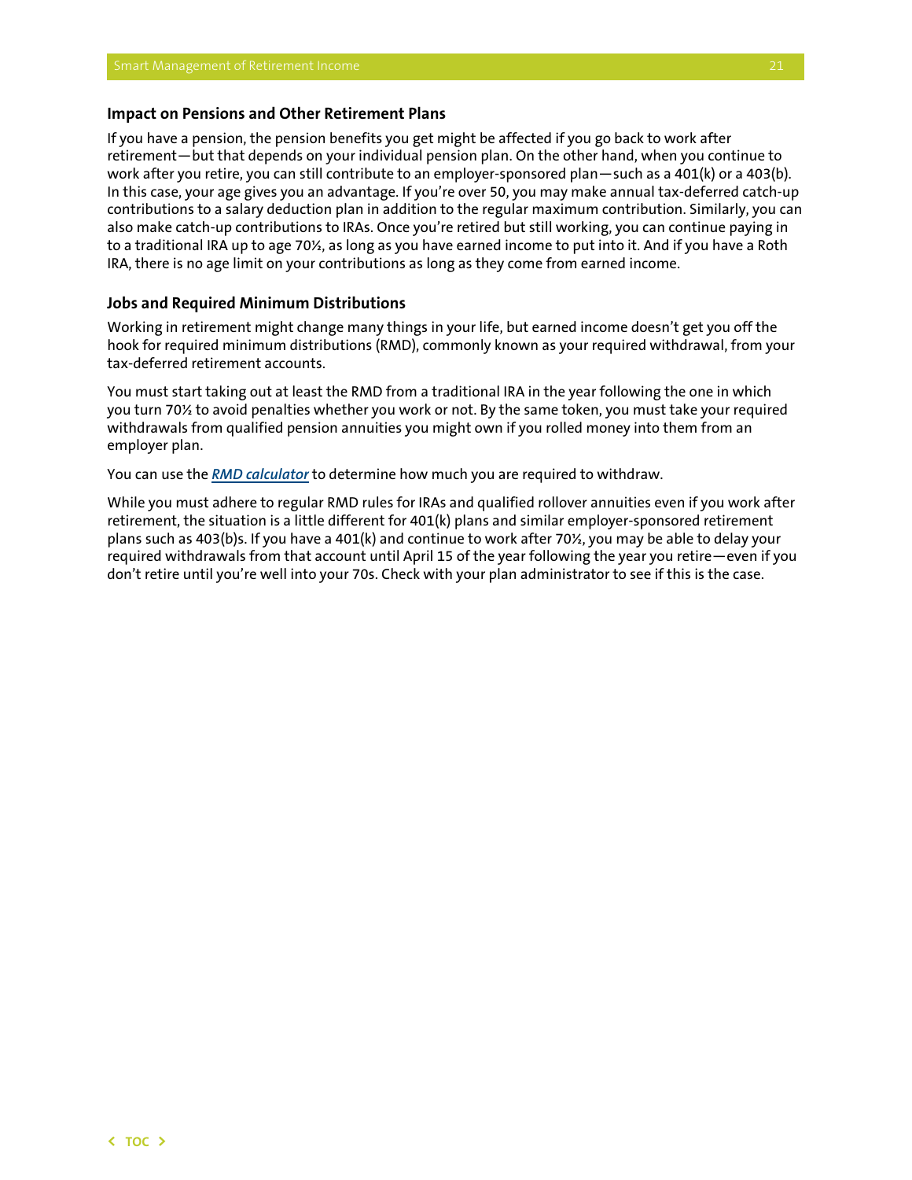### Impact on Pensions and Other Retirement Plans

If you have a pension, the pension benefits you get might be affected if you go back to work after retirement—but that depends on your individual pension plan. On the other hand, when you continue to work after you retire, you can still contribute to an employer-sponsored plan—such as a 401(k) or a 403(b). In this case, your age gives you an advantage. If you're over 50, you may make annual tax-deferred catch-up contributions to a salary deduction plan in addition to the regular maximum contribution. Similarly, you can also make catch-up contributions to IRAs. Once you're retired but still working, you can continue paying in to a traditional IRA up to age 70½, as long as you have earned income to put into it. And if you have a Roth IRA, there is no age limit on your contributions as long as they come from earned income.

### Jobs and Required Minimum Distributions

Working in retirement might change many things in your life, but earned income doesn't get you off the hook for required minimum distributions (RMD), commonly known as your required withdrawal, from your tax-deferred retirement accounts.

You must start taking out at least the RMD from a traditional IRA in the year following the one in which you turn 70½ to avoid penalties whether you work or not. By the same token, you must take your required withdrawals from qualified pension annuities you might own if you rolled money into them from an employer plan.

You can use the ***RMD calculator*** to determine how much you are required to withdraw.

While you must adhere to regular RMD rules for IRAs and qualified rollover annuities even if you work after retirement, the situation is a little different for 401(k) plans and similar employer-sponsored retirement plans such as 403(b)s. If you have a 401(k) and continue to work after 70½, you may be able to delay your required withdrawals from that account until April 15 of the year following the year you retire—even if you don't retire until you're well into your 70s. Check with your plan administrator to see if this is the case.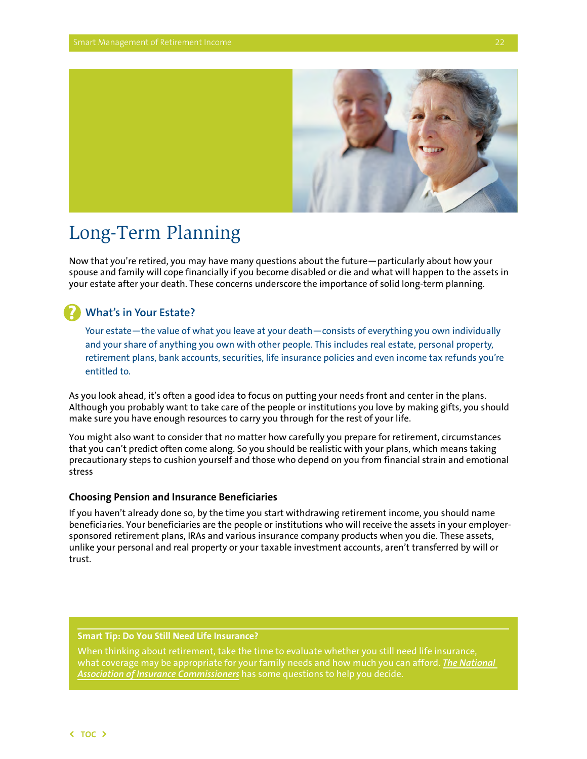# Long-Term Planning

Now that you're retired, you may have many questions about the future—particularly about how your spouse and family will cope financially if you become disabled or die and what will happen to the assets in your estate after your death. These concerns underscore the importance of solid long-term planning.

## What's in Your Estate?

Your estate—the value of what you leave at your death—consists of everything you own individually and your share of anything you own with other people. This includes real estate, personal property, retirement plans, bank accounts, securities, life insurance policies and even income tax refunds you're entitled to.

As you look ahead, it's often a good idea to focus on putting your needs front and center in the plans. Although you probably want to take care of the people or institutions you love by making gifts, you should make sure you have enough resources to carry you through for the rest of your life.

You might also want to consider that no matter how carefully you prepare for retirement, circumstances that you can't predict often come along. So you should be realistic with your plans, which means taking precautionary steps to cushion yourself and those who depend on you from financial strain and emotional stress

### Choosing Pension and Insurance Beneficiaries

If you haven't already done so, by the time you start withdrawing retirement income, you should name beneficiaries. Your beneficiaries are the people or institutions who will receive the assets in your employer-sponsored retirement plans, IRAs and various insurance company products when you die. These assets, unlike your personal and real property or your taxable investment accounts, aren't transferred by will or trust.

**Smart Tip: Do You Still Need Life Insurance?**

When thinking about retirement, take the time to evaluate whether you still need life insurance, what coverage may be appropriate for your family needs and how much you can afford. ***The National Association of Insurance Commissioners*** has some questions to help you decide.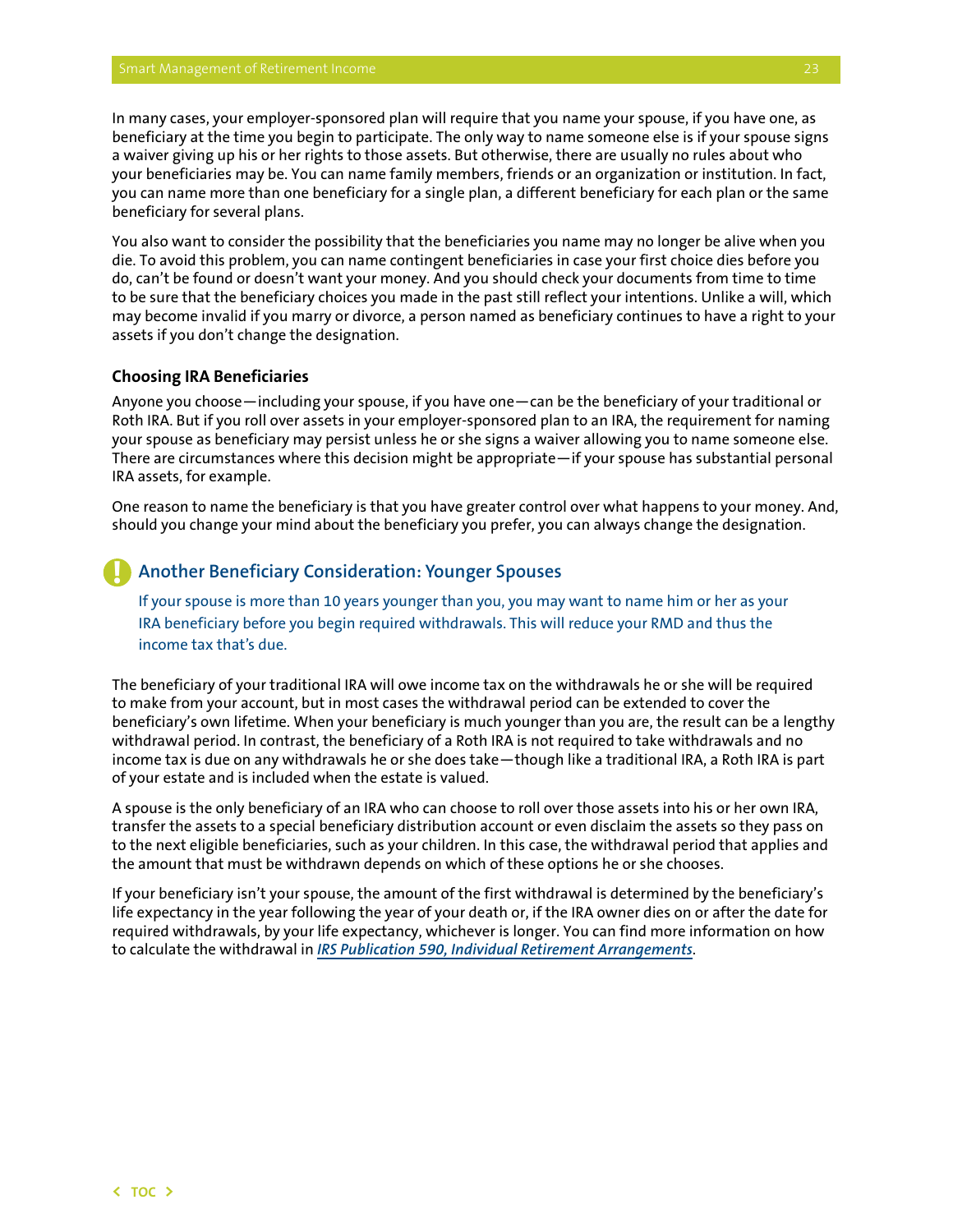In many cases, your employer-sponsored plan will require that you name your spouse, if you have one, as beneficiary at the time you begin to participate. The only way to name someone else is if your spouse signs a waiver giving up his or her rights to those assets. But otherwise, there are usually no rules about who your beneficiaries may be. You can name family members, friends or an organization or institution. In fact, you can name more than one beneficiary for a single plan, a different beneficiary for each plan or the same beneficiary for several plans.

You also want to consider the possibility that the beneficiaries you name may no longer be alive when you die. To avoid this problem, you can name contingent beneficiaries in case your first choice dies before you do, can't be found or doesn't want your money. And you should check your documents from time to time to be sure that the beneficiary choices you made in the past still reflect your intentions. Unlike a will, which may become invalid if you marry or divorce, a person named as beneficiary continues to have a right to your assets if you don't change the designation.

### Choosing IRA Beneficiaries

Anyone you choose—including your spouse, if you have one—can be the beneficiary of your traditional or Roth IRA. But if you roll over assets in your employer-sponsored plan to an IRA, the requirement for naming your spouse as beneficiary may persist unless he or she signs a waiver allowing you to name someone else. There are circumstances where this decision might be appropriate—if your spouse has substantial personal IRA assets, for example.

One reason to name the beneficiary is that you have greater control over what happens to your money. And, should you change your mind about the beneficiary you prefer, you can always change the designation.

### Another Beneficiary Consideration: Younger Spouses

If your spouse is more than 10 years younger than you, you may want to name him or her as your IRA beneficiary before you begin required withdrawals. This will reduce your RMD and thus the income tax that's due.

The beneficiary of your traditional IRA will owe income tax on the withdrawals he or she will be required to make from your account, but in most cases the withdrawal period can be extended to cover the beneficiary's own lifetime. When your beneficiary is much younger than you are, the result can be a lengthy withdrawal period. In contrast, the beneficiary of a Roth IRA is not required to take withdrawals and no income tax is due on any withdrawals he or she does take—though like a traditional IRA, a Roth IRA is part of your estate and is included when the estate is valued.

A spouse is the only beneficiary of an IRA who can choose to roll over those assets into his or her own IRA, transfer the assets to a special beneficiary distribution account or even disclaim the assets so they pass on to the next eligible beneficiaries, such as your children. In this case, the withdrawal period that applies and the amount that must be withdrawn depends on which of these options he or she chooses.

If your beneficiary isn't your spouse, the amount of the first withdrawal is determined by the beneficiary's life expectancy in the year following the year of your death or, if the IRA owner dies on or after the date for required withdrawals, by your life expectancy, whichever is longer. You can find more information on how to calculate the withdrawal in ***IRS Publication 590, Individual Retirement Arrangements***.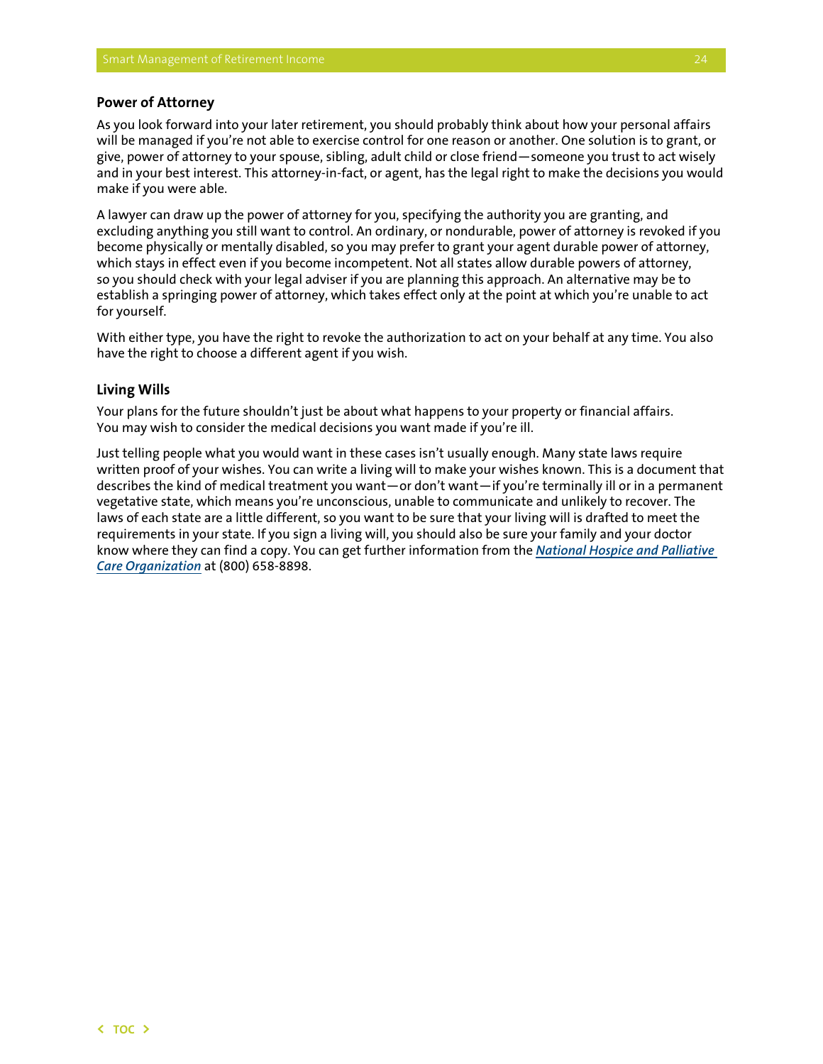## Power of Attorney

As you look forward into your later retirement, you should probably think about how your personal affairs will be managed if you're not able to exercise control for one reason or another. One solution is to grant, or give, power of attorney to your spouse, sibling, adult child or close friend—someone you trust to act wisely and in your best interest. This attorney-in-fact, or agent, has the legal right to make the decisions you would make if you were able.

A lawyer can draw up the power of attorney for you, specifying the authority you are granting, and excluding anything you still want to control. An ordinary, or nondurable, power of attorney is revoked if you become physically or mentally disabled, so you may prefer to grant your agent durable power of attorney, which stays in effect even if you become incompetent. Not all states allow durable powers of attorney, so you should check with your legal adviser if you are planning this approach. An alternative may be to establish a springing power of attorney, which takes effect only at the point at which you're unable to act for yourself.

With either type, you have the right to revoke the authorization to act on your behalf at any time. You also have the right to choose a different agent if you wish.

## Living Wills

Your plans for the future shouldn't just be about what happens to your property or financial affairs. You may wish to consider the medical decisions you want made if you're ill.

Just telling people what you would want in these cases isn't usually enough. Many state laws require written proof of your wishes. You can write a living will to make your wishes known. This is a document that describes the kind of medical treatment you want—or don't want—if you're terminally ill or in a permanent vegetative state, which means you're unconscious, unable to communicate and unlikely to recover. The laws of each state are a little different, so you want to be sure that your living will is drafted to meet the requirements in your state. If you sign a living will, you should also be sure your family and your doctor know where they can find a copy. You can get further information from the ***National Hospice and Palliative Care Organization*** at (800) 658-8898.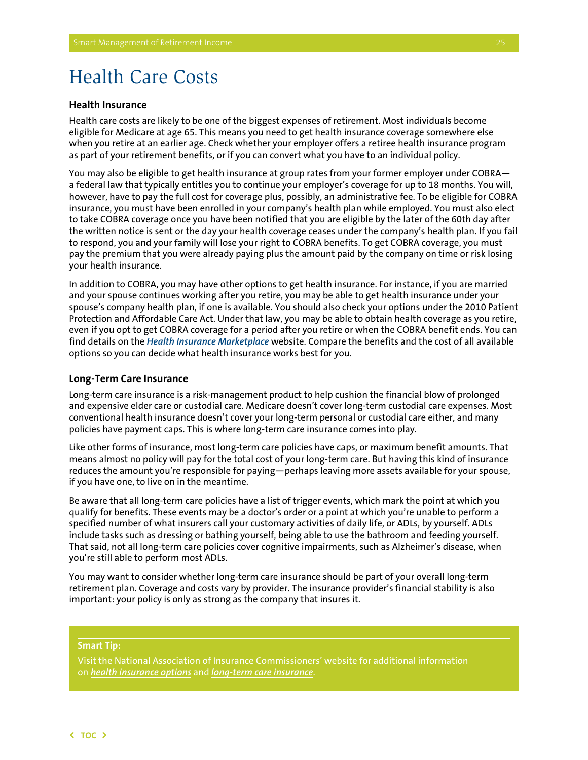# Health Care Costs

### Health Insurance

Health care costs are likely to be one of the biggest expenses of retirement. Most individuals become eligible for Medicare at age 65. This means you need to get health insurance coverage somewhere else when you retire at an earlier age. Check whether your employer offers a retiree health insurance program as part of your retirement benefits, or if you can convert what you have to an individual policy.

You may also be eligible to get health insurance at group rates from your former employer under COBRA—a federal law that typically entitles you to continue your employer's coverage for up to 18 months. You will, however, have to pay the full cost for coverage plus, possibly, an administrative fee. To be eligible for COBRA insurance, you must have been enrolled in your company's health plan while employed. You must also elect to take COBRA coverage once you have been notified that you are eligible by the later of the 60th day after the written notice is sent or the day your health coverage ceases under the company's health plan. If you fail to respond, you and your family will lose your right to COBRA benefits. To get COBRA coverage, you must pay the premium that you were already paying plus the amount paid by the company on time or risk losing your health insurance.

In addition to COBRA, you may have other options to get health insurance. For instance, if you are married and your spouse continues working after you retire, you may be able to get health insurance under your spouse's company health plan, if one is available. You should also check your options under the 2010 Patient Protection and Affordable Care Act. Under that law, you may be able to obtain health coverage as you retire, even if you opt to get COBRA coverage for a period after you retire or when the COBRA benefit ends. You can find details on the ***Health Insurance Marketplace*** website. Compare the benefits and the cost of all available options so you can decide what health insurance works best for you.

### Long-Term Care Insurance

Long-term care insurance is a risk-management product to help cushion the financial blow of prolonged and expensive elder care or custodial care. Medicare doesn't cover long-term custodial care expenses. Most conventional health insurance doesn't cover your long-term personal or custodial care either, and many policies have payment caps. This is where long-term care insurance comes into play.

Like other forms of insurance, most long-term care policies have caps, or maximum benefit amounts. That means almost no policy will pay for the total cost of your long-term care. But having this kind of insurance reduces the amount you're responsible for paying—perhaps leaving more assets available for your spouse, if you have one, to live on in the meantime.

Be aware that all long-term care policies have a list of trigger events, which mark the point at which you qualify for benefits. These events may be a doctor's order or a point at which you're unable to perform a specified number of what insurers call your customary activities of daily life, or ADLs, by yourself. ADLs include tasks such as dressing or bathing yourself, being able to use the bathroom and feeding yourself. That said, not all long-term care policies cover cognitive impairments, such as Alzheimer's disease, when you're still able to perform most ADLs.

You may want to consider whether long-term care insurance should be part of your overall long-term retirement plan. Coverage and costs vary by provider. The insurance provider's financial stability is also important: your policy is only as strong as the company that insures it.

**Smart Tip:**

Visit the National Association of Insurance Commissioners' website for additional information on ***health insurance options*** and ***long-term care insurance***.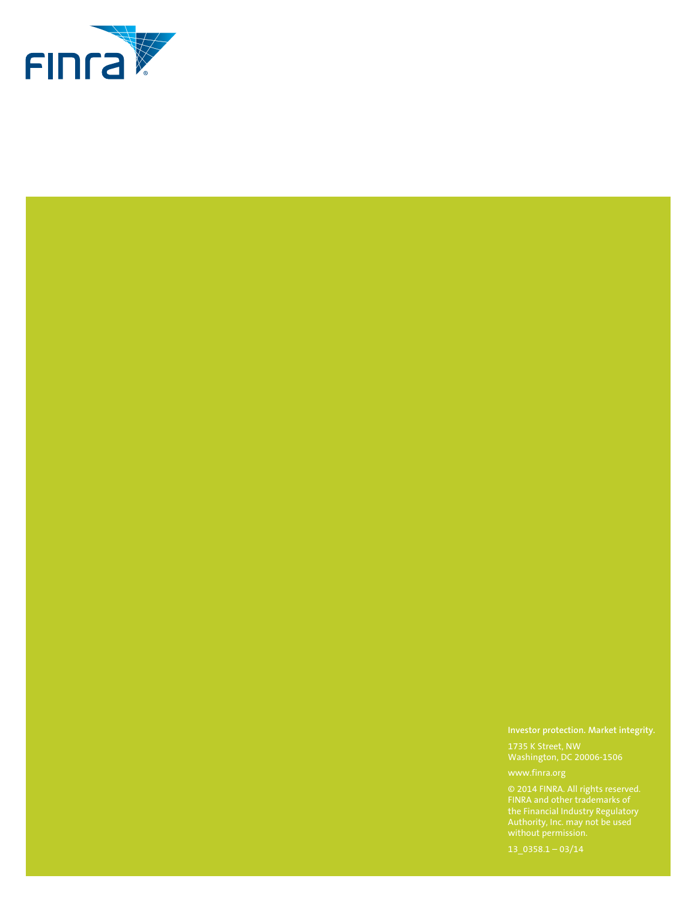**Investor protection. Market integrity.**

1735 K Street, NW
Washington, DC 20006-1506

www.finra.org

© 2014 FINRA. All rights reserved.
FINRA and other trademarks of the Financial Industry Regulatory Authority, Inc. may not be used without permission.

13_0358.1 – 03/14